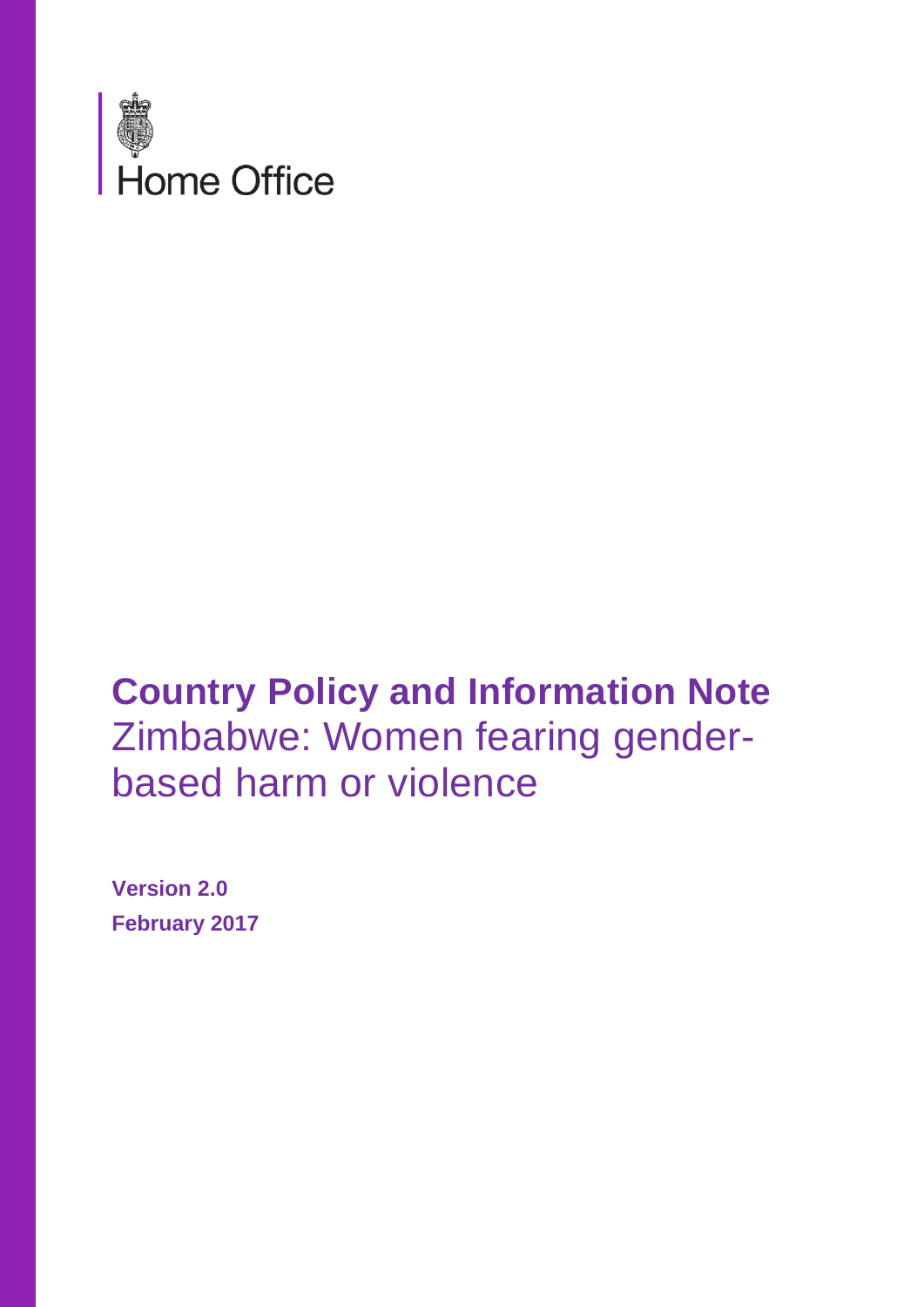Home Office

# Country Policy and Information Note

Zimbabwe: Women fearing gender-based harm or violence

**Version 2.0**

**February 2017**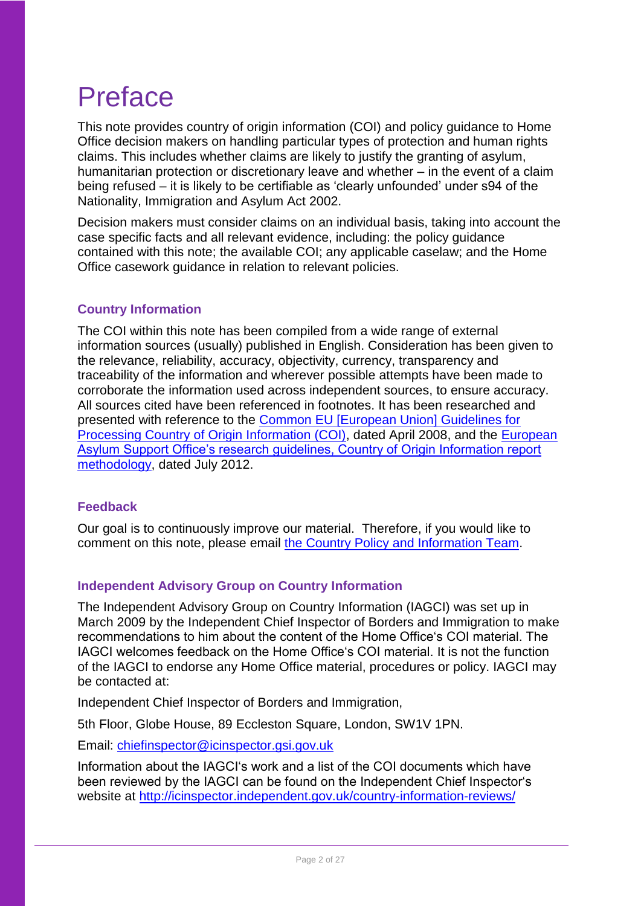# Preface

This note provides country of origin information (COI) and policy guidance to Home Office decision makers on handling particular types of protection and human rights claims. This includes whether claims are likely to justify the granting of asylum, humanitarian protection or discretionary leave and whether – in the event of a claim being refused – it is likely to be certifiable as 'clearly unfounded' under s94 of the Nationality, Immigration and Asylum Act 2002.

Decision makers must consider claims on an individual basis, taking into account the case specific facts and all relevant evidence, including: the policy guidance contained with this note; the available COI; any applicable caselaw; and the Home Office casework guidance in relation to relevant policies.

### Country Information

The COI within this note has been compiled from a wide range of external information sources (usually) published in English. Consideration has been given to the relevance, reliability, accuracy, objectivity, currency, transparency and traceability of the information and wherever possible attempts have been made to corroborate the information used across independent sources, to ensure accuracy. All sources cited have been referenced in footnotes. It has been researched and presented with reference to the Common EU [European Union] Guidelines for Processing Country of Origin Information (COI), dated April 2008, and the European Asylum Support Office's research guidelines, Country of Origin Information report methodology, dated July 2012.

### Feedback

Our goal is to continuously improve our material. Therefore, if you would like to comment on this note, please email the Country Policy and Information Team.

### Independent Advisory Group on Country Information

The Independent Advisory Group on Country Information (IAGCI) was set up in March 2009 by the Independent Chief Inspector of Borders and Immigration to make recommendations to him about the content of the Home Office's COI material. The IAGCI welcomes feedback on the Home Office's COI material. It is not the function of the IAGCI to endorse any Home Office material, procedures or policy. IAGCI may be contacted at:

Independent Chief Inspector of Borders and Immigration,

5th Floor, Globe House, 89 Eccleston Square, London, SW1V 1PN.

Email: chiefinspector@icinspector.gsi.gov.uk

Information about the IAGCI's work and a list of the COI documents which have been reviewed by the IAGCI can be found on the Independent Chief Inspector's website at http://icinspector.independent.gov.uk/country-information-reviews/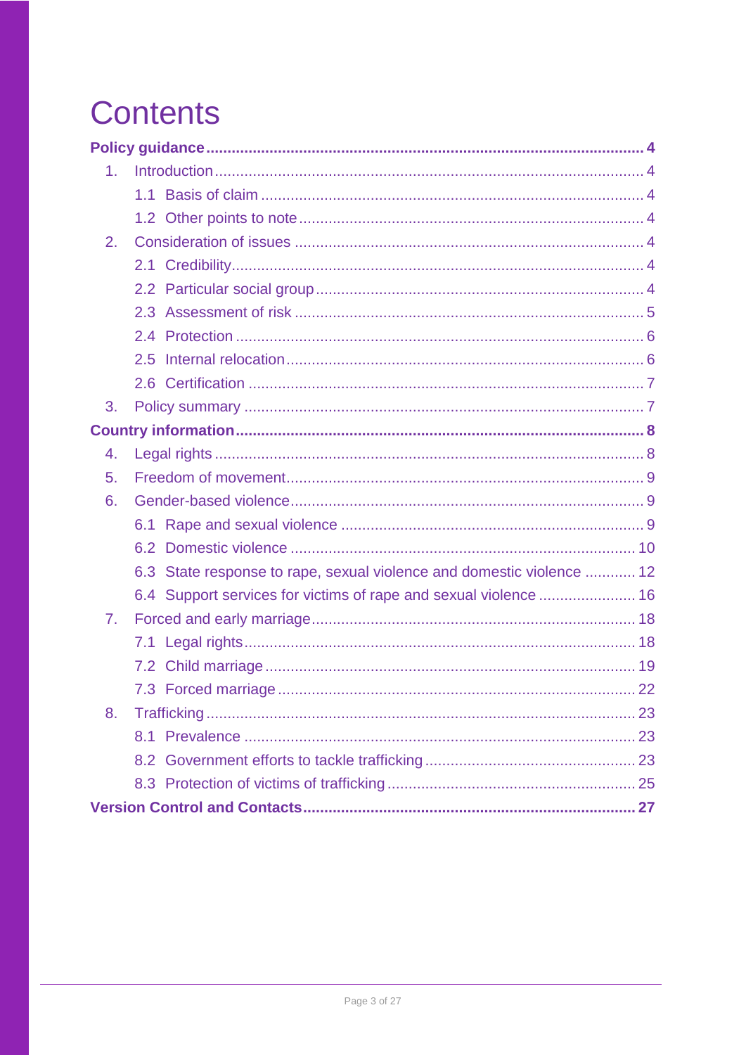# Contents

**Policy guidance** ..... **4**

1. Introduction ..... 4
   - 1.1 Basis of claim ..... 4
   - 1.2 Other points to note ..... 4
2. Consideration of issues ..... 4
   - 2.1 Credibility ..... 4
   - 2.2 Particular social group ..... 4
   - 2.3 Assessment of risk ..... 5
   - 2.4 Protection ..... 6
   - 2.5 Internal relocation ..... 6
   - 2.6 Certification ..... 7
3. Policy summary ..... 7

**Country information** ..... **8**

4. Legal rights ..... 8
5. Freedom of movement ..... 9
6. Gender-based violence ..... 9
   - 6.1 Rape and sexual violence ..... 9
   - 6.2 Domestic violence ..... 10
   - 6.3 State response to rape, sexual violence and domestic violence ..... 12
   - 6.4 Support services for victims of rape and sexual violence ..... 16
7. Forced and early marriage ..... 18
   - 7.1 Legal rights ..... 18
   - 7.2 Child marriage ..... 19
   - 7.3 Forced marriage ..... 22
8. Trafficking ..... 23
   - 8.1 Prevalence ..... 23
   - 8.2 Government efforts to tackle trafficking ..... 23
   - 8.3 Protection of victims of trafficking ..... 25

**Version Control and Contacts** ..... **27**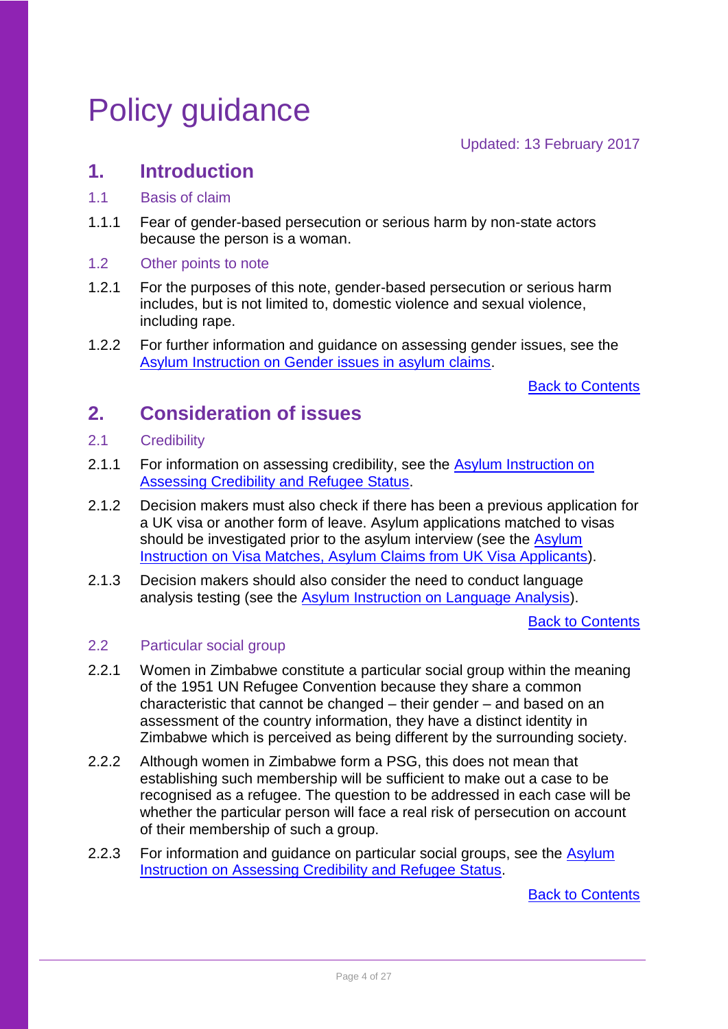# Policy guidance

Updated: 13 February 2017

## 1. Introduction

### 1.1 Basis of claim

1.1.1 Fear of gender-based persecution or serious harm by non-state actors because the person is a woman.

### 1.2 Other points to note

1.2.1 For the purposes of this note, gender-based persecution or serious harm includes, but is not limited to, domestic violence and sexual violence, including rape.

1.2.2 For further information and guidance on assessing gender issues, see the Asylum Instruction on Gender issues in asylum claims.

Back to Contents

## 2. Consideration of issues

### 2.1 Credibility

2.1.1 For information on assessing credibility, see the Asylum Instruction on Assessing Credibility and Refugee Status.

2.1.2 Decision makers must also check if there has been a previous application for a UK visa or another form of leave. Asylum applications matched to visas should be investigated prior to the asylum interview (see the Asylum Instruction on Visa Matches, Asylum Claims from UK Visa Applicants).

2.1.3 Decision makers should also consider the need to conduct language analysis testing (see the Asylum Instruction on Language Analysis).

Back to Contents

### 2.2 Particular social group

2.2.1 Women in Zimbabwe constitute a particular social group within the meaning of the 1951 UN Refugee Convention because they share a common characteristic that cannot be changed – their gender – and based on an assessment of the country information, they have a distinct identity in Zimbabwe which is perceived as being different by the surrounding society.

2.2.2 Although women in Zimbabwe form a PSG, this does not mean that establishing such membership will be sufficient to make out a case to be recognised as a refugee. The question to be addressed in each case will be whether the particular person will face a real risk of persecution on account of their membership of such a group.

2.2.3 For information and guidance on particular social groups, see the Asylum Instruction on Assessing Credibility and Refugee Status.

Back to Contents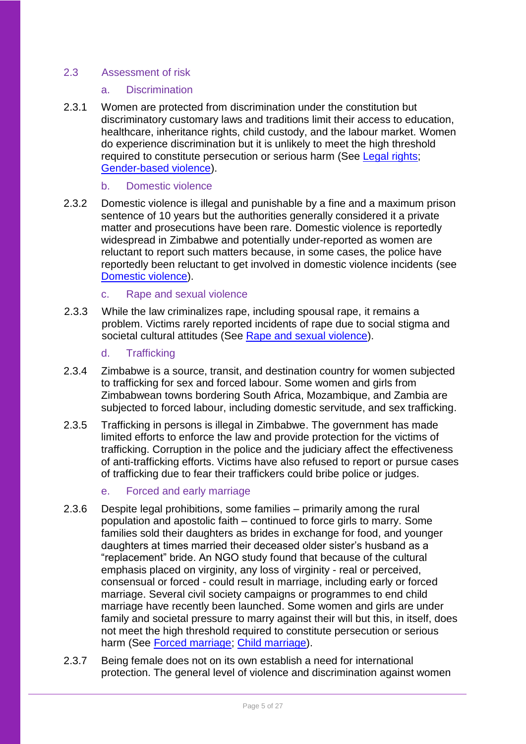## 2.3 Assessment of risk

### a. Discrimination

2.3.1 Women are protected from discrimination under the constitution but discriminatory customary laws and traditions limit their access to education, healthcare, inheritance rights, child custody, and the labour market. Women do experience discrimination but it is unlikely to meet the high threshold required to constitute persecution or serious harm (See Legal rights; Gender-based violence).

### b. Domestic violence

2.3.2 Domestic violence is illegal and punishable by a fine and a maximum prison sentence of 10 years but the authorities generally considered it a private matter and prosecutions have been rare. Domestic violence is reportedly widespread in Zimbabwe and potentially under-reported as women are reluctant to report such matters because, in some cases, the police have reportedly been reluctant to get involved in domestic violence incidents (see Domestic violence).

### c. Rape and sexual violence

2.3.3 While the law criminalizes rape, including spousal rape, it remains a problem. Victims rarely reported incidents of rape due to social stigma and societal cultural attitudes (See Rape and sexual violence).

### d. Trafficking

2.3.4 Zimbabwe is a source, transit, and destination country for women subjected to trafficking for sex and forced labour. Some women and girls from Zimbabwean towns bordering South Africa, Mozambique, and Zambia are subjected to forced labour, including domestic servitude, and sex trafficking.

2.3.5 Trafficking in persons is illegal in Zimbabwe. The government has made limited efforts to enforce the law and provide protection for the victims of trafficking. Corruption in the police and the judiciary affect the effectiveness of anti-trafficking efforts. Victims have also refused to report or pursue cases of trafficking due to fear their traffickers could bribe police or judges.

### e. Forced and early marriage

2.3.6 Despite legal prohibitions, some families – primarily among the rural population and apostolic faith – continued to force girls to marry. Some families sold their daughters as brides in exchange for food, and younger daughters at times married their deceased older sister's husband as a "replacement" bride. An NGO study found that because of the cultural emphasis placed on virginity, any loss of virginity - real or perceived, consensual or forced - could result in marriage, including early or forced marriage. Several civil society campaigns or programmes to end child marriage have recently been launched. Some women and girls are under family and societal pressure to marry against their will but this, in itself, does not meet the high threshold required to constitute persecution or serious harm (See Forced marriage; Child marriage).

2.3.7 Being female does not on its own establish a need for international protection. The general level of violence and discrimination against women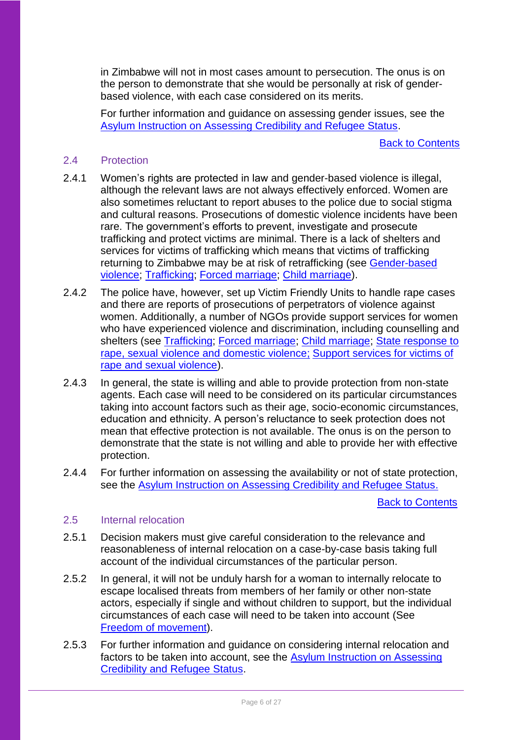in Zimbabwe will not in most cases amount to persecution. The onus is on the person to demonstrate that she would be personally at risk of gender-based violence, with each case considered on its merits.

For further information and guidance on assessing gender issues, see the [Asylum Instruction on Assessing Credibility and Refugee Status](#).

[Back to Contents](#)

### 2.4 Protection

2.4.1 Women's rights are protected in law and gender-based violence is illegal, although the relevant laws are not always effectively enforced. Women are also sometimes reluctant to report abuses to the police due to social stigma and cultural reasons. Prosecutions of domestic violence incidents have been rare. The government's efforts to prevent, investigate and prosecute trafficking and protect victims are minimal. There is a lack of shelters and services for victims of trafficking which means that victims of trafficking returning to Zimbabwe may be at risk of retrafficking (see [Gender-based violence](#); [Trafficking](#); [Forced marriage](#); [Child marriage](#)).

2.4.2 The police have, however, set up Victim Friendly Units to handle rape cases and there are reports of prosecutions of perpetrators of violence against women. Additionally, a number of NGOs provide support services for women who have experienced violence and discrimination, including counselling and shelters (see [Trafficking](#); [Forced marriage](#); [Child marriage](#); [State response to rape, sexual violence and domestic violence;](#) [Support services for victims of rape and sexual violence](#)).

2.4.3 In general, the state is willing and able to provide protection from non-state agents. Each case will need to be considered on its particular circumstances taking into account factors such as their age, socio-economic circumstances, education and ethnicity. A person's reluctance to seek protection does not mean that effective protection is not available. The onus is on the person to demonstrate that the state is not willing and able to provide her with effective protection.

2.4.4 For further information on assessing the availability or not of state protection, see the [Asylum Instruction on Assessing Credibility and Refugee Status.](#)

[Back to Contents](#)

### 2.5 Internal relocation

2.5.1 Decision makers must give careful consideration to the relevance and reasonableness of internal relocation on a case-by-case basis taking full account of the individual circumstances of the particular person.

2.5.2 In general, it will not be unduly harsh for a woman to internally relocate to escape localised threats from members of her family or other non-state actors, especially if single and without children to support, but the individual circumstances of each case will need to be taken into account (See [Freedom of movement](#)).

2.5.3 For further information and guidance on considering internal relocation and factors to be taken into account, see the [Asylum Instruction on Assessing Credibility and Refugee Status](#).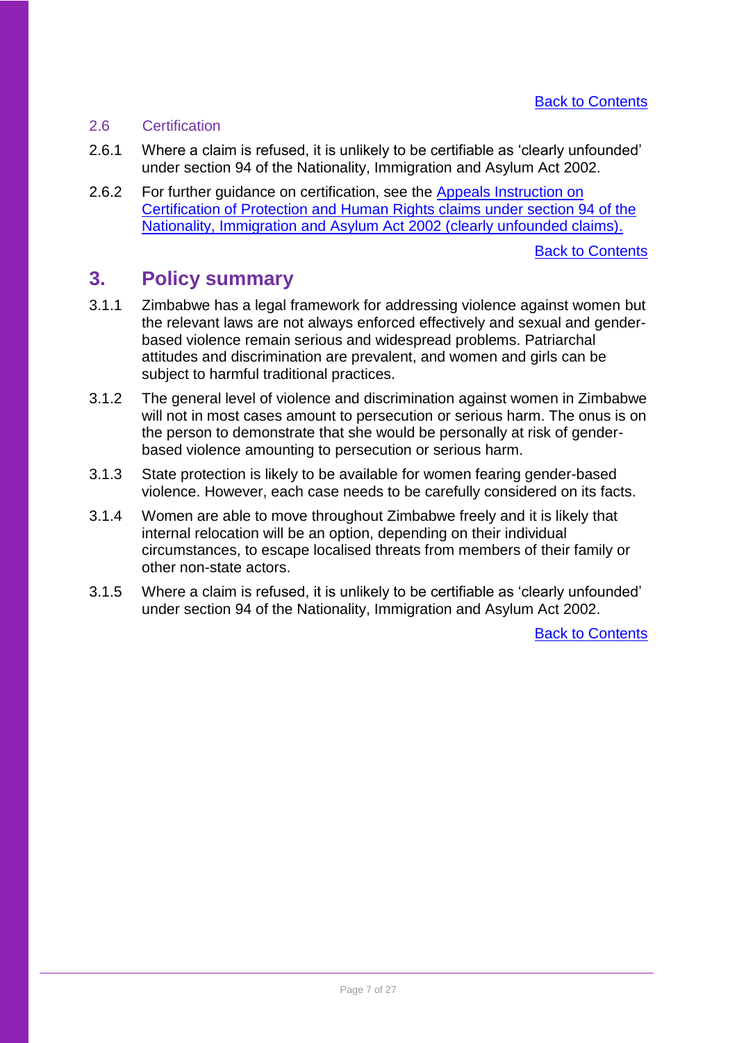[Back to Contents]

### 2.6 Certification

2.6.1 Where a claim is refused, it is unlikely to be certifiable as 'clearly unfounded' under section 94 of the Nationality, Immigration and Asylum Act 2002.

2.6.2 For further guidance on certification, see the Appeals Instruction on Certification of Protection and Human Rights claims under section 94 of the Nationality, Immigration and Asylum Act 2002 (clearly unfounded claims).

[Back to Contents]

## 3. Policy summary

3.1.1 Zimbabwe has a legal framework for addressing violence against women but the relevant laws are not always enforced effectively and sexual and gender-based violence remain serious and widespread problems. Patriarchal attitudes and discrimination are prevalent, and women and girls can be subject to harmful traditional practices.

3.1.2 The general level of violence and discrimination against women in Zimbabwe will not in most cases amount to persecution or serious harm. The onus is on the person to demonstrate that she would be personally at risk of gender-based violence amounting to persecution or serious harm.

3.1.3 State protection is likely to be available for women fearing gender-based violence. However, each case needs to be carefully considered on its facts.

3.1.4 Women are able to move throughout Zimbabwe freely and it is likely that internal relocation will be an option, depending on their individual circumstances, to escape localised threats from members of their family or other non-state actors.

3.1.5 Where a claim is refused, it is unlikely to be certifiable as 'clearly unfounded' under section 94 of the Nationality, Immigration and Asylum Act 2002.

[Back to Contents]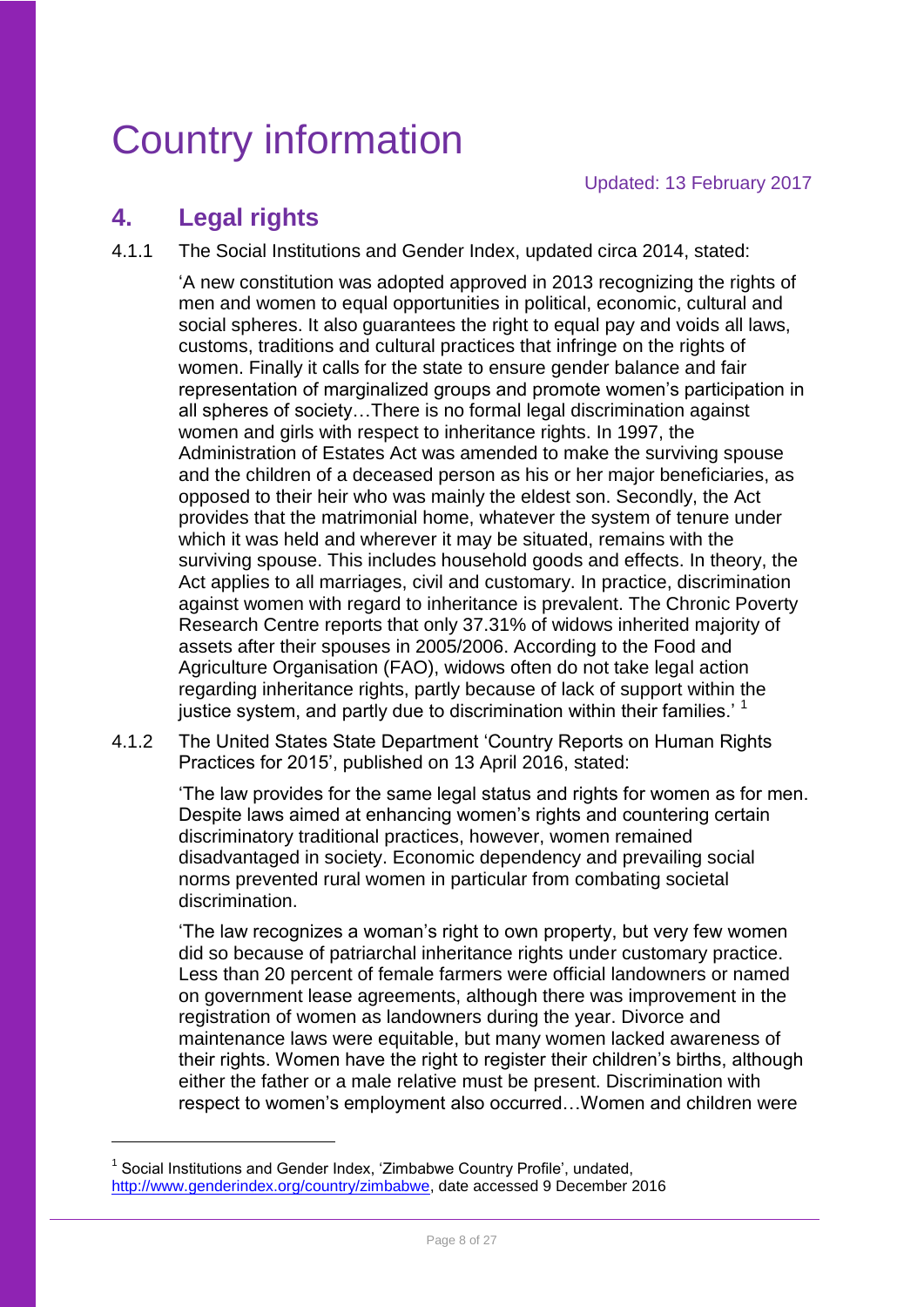# Country information

Updated: 13 February 2017

## 4. Legal rights

4.1.1 The Social Institutions and Gender Index, updated circa 2014, stated:

> 'A new constitution was adopted approved in 2013 recognizing the rights of men and women to equal opportunities in political, economic, cultural and social spheres. It also guarantees the right to equal pay and voids all laws, customs, traditions and cultural practices that infringe on the rights of women. Finally it calls for the state to ensure gender balance and fair representation of marginalized groups and promote women's participation in all spheres of society…There is no formal legal discrimination against women and girls with respect to inheritance rights. In 1997, the Administration of Estates Act was amended to make the surviving spouse and the children of a deceased person as his or her major beneficiaries, as opposed to their heir who was mainly the eldest son. Secondly, the Act provides that the matrimonial home, whatever the system of tenure under which it was held and wherever it may be situated, remains with the surviving spouse. This includes household goods and effects. In theory, the Act applies to all marriages, civil and customary. In practice, discrimination against women with regard to inheritance is prevalent. The Chronic Poverty Research Centre reports that only 37.31% of widows inherited majority of assets after their spouses in 2005/2006. According to the Food and Agriculture Organisation (FAO), widows often do not take legal action regarding inheritance rights, partly because of lack of support within the justice system, and partly due to discrimination within their families.' [1]

4.1.2 The United States State Department 'Country Reports on Human Rights Practices for 2015', published on 13 April 2016, stated:

> 'The law provides for the same legal status and rights for women as for men. Despite laws aimed at enhancing women's rights and countering certain discriminatory traditional practices, however, women remained disadvantaged in society. Economic dependency and prevailing social norms prevented rural women in particular from combating societal discrimination.
>
> 'The law recognizes a woman's right to own property, but very few women did so because of patriarchal inheritance rights under customary practice. Less than 20 percent of female farmers were official landowners or named on government lease agreements, although there was improvement in the registration of women as landowners during the year. Divorce and maintenance laws were equitable, but many women lacked awareness of their rights. Women have the right to register their children's births, although either the father or a male relative must be present. Discrimination with respect to women's employment also occurred…Women and children were

---

[1] Social Institutions and Gender Index, 'Zimbabwe Country Profile', undated, http://www.genderindex.org/country/zimbabwe, date accessed 9 December 2016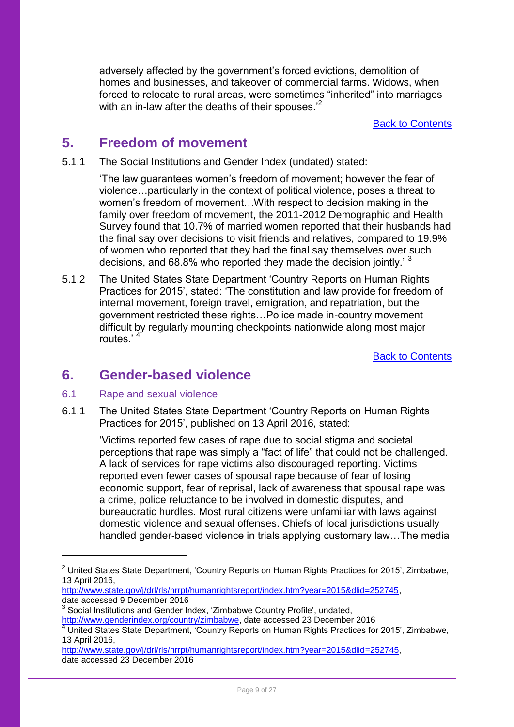adversely affected by the government's forced evictions, demolition of homes and businesses, and takeover of commercial farms. Widows, when forced to relocate to rural areas, were sometimes "inherited" into marriages with an in-law after the deaths of their spouses.'[2]

[Back to Contents]

## 5. Freedom of movement

5.1.1 The Social Institutions and Gender Index (undated) stated:

> 'The law guarantees women's freedom of movement; however the fear of violence…particularly in the context of political violence, poses a threat to women's freedom of movement…With respect to decision making in the family over freedom of movement, the 2011-2012 Demographic and Health Survey found that 10.7% of married women reported that their husbands had the final say over decisions to visit friends and relatives, compared to 19.9% of women who reported that they had the final say themselves over such decisions, and 68.8% who reported they made the decision jointly.' [3]

5.1.2 The United States State Department 'Country Reports on Human Rights Practices for 2015', stated: 'The constitution and law provide for freedom of internal movement, foreign travel, emigration, and repatriation, but the government restricted these rights…Police made in-country movement difficult by regularly mounting checkpoints nationwide along most major routes.' [4]

[Back to Contents]

## 6. Gender-based violence

### 6.1 Rape and sexual violence

6.1.1 The United States State Department 'Country Reports on Human Rights Practices for 2015', published on 13 April 2016, stated:

> 'Victims reported few cases of rape due to social stigma and societal perceptions that rape was simply a "fact of life" that could not be challenged. A lack of services for rape victims also discouraged reporting. Victims reported even fewer cases of spousal rape because of fear of losing economic support, fear of reprisal, lack of awareness that spousal rape was a crime, police reluctance to be involved in domestic disputes, and bureaucratic hurdles. Most rural citizens were unfamiliar with laws against domestic violence and sexual offenses. Chiefs of local jurisdictions usually handled gender-based violence in trials applying customary law…The media

---

[2] United States State Department, 'Country Reports on Human Rights Practices for 2015', Zimbabwe, 13 April 2016, http://www.state.gov/j/drl/rls/hrrpt/humanrightsreport/index.htm?year=2015&dlid=252745, date accessed 9 December 2016

[3] Social Institutions and Gender Index, 'Zimbabwe Country Profile', undated, http://www.genderindex.org/country/zimbabwe, date accessed 23 December 2016

[4] United States State Department, 'Country Reports on Human Rights Practices for 2015', Zimbabwe, 13 April 2016, http://www.state.gov/j/drl/rls/hrrpt/humanrightsreport/index.htm?year=2015&dlid=252745, date accessed 23 December 2016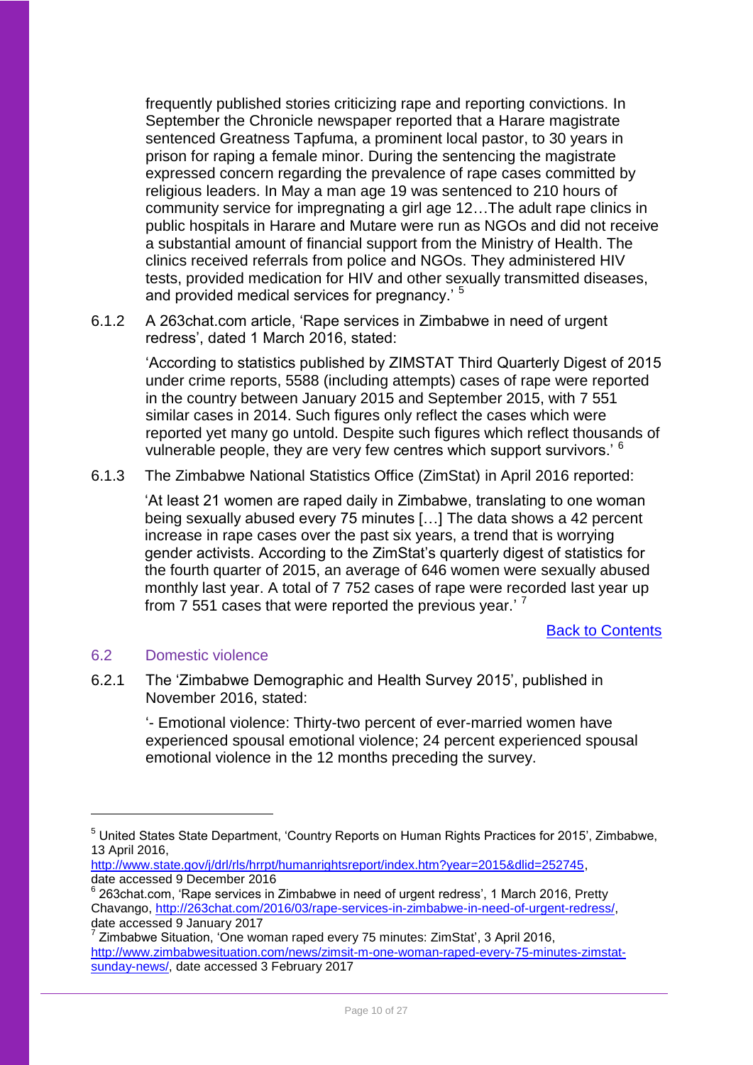frequently published stories criticizing rape and reporting convictions. In September the Chronicle newspaper reported that a Harare magistrate sentenced Greatness Tapfuma, a prominent local pastor, to 30 years in prison for raping a female minor. During the sentencing the magistrate expressed concern regarding the prevalence of rape cases committed by religious leaders. In May a man age 19 was sentenced to 210 hours of community service for impregnating a girl age 12…The adult rape clinics in public hospitals in Harare and Mutare were run as NGOs and did not receive a substantial amount of financial support from the Ministry of Health. The clinics received referrals from police and NGOs. They administered HIV tests, provided medication for HIV and other sexually transmitted diseases, and provided medical services for pregnancy.' [5]

6.1.2 A 263chat.com article, 'Rape services in Zimbabwe in need of urgent redress', dated 1 March 2016, stated:

'According to statistics published by ZIMSTAT Third Quarterly Digest of 2015 under crime reports, 5588 (including attempts) cases of rape were reported in the country between January 2015 and September 2015, with 7 551 similar cases in 2014. Such figures only reflect the cases which were reported yet many go untold. Despite such figures which reflect thousands of vulnerable people, they are very few centres which support survivors.' [6]

6.1.3 The Zimbabwe National Statistics Office (ZimStat) in April 2016 reported:

'At least 21 women are raped daily in Zimbabwe, translating to one woman being sexually abused every 75 minutes […] The data shows a 42 percent increase in rape cases over the past six years, a trend that is worrying gender activists. According to the ZimStat's quarterly digest of statistics for the fourth quarter of 2015, an average of 646 women were sexually abused monthly last year. A total of 7 752 cases of rape were recorded last year up from 7 551 cases that were reported the previous year.' [7]

[Back to Contents]

### 6.2 Domestic violence

6.2.1 The 'Zimbabwe Demographic and Health Survey 2015', published in November 2016, stated:

'- Emotional violence: Thirty-two percent of ever-married women have experienced spousal emotional violence; 24 percent experienced spousal emotional violence in the 12 months preceding the survey.

---

[5] United States State Department, 'Country Reports on Human Rights Practices for 2015', Zimbabwe, 13 April 2016, http://www.state.gov/j/drl/rls/hrrpt/humanrightsreport/index.htm?year=2015&dlid=252745, date accessed 9 December 2016

[6] 263chat.com, 'Rape services in Zimbabwe in need of urgent redress', 1 March 2016, Pretty Chavango, http://263chat.com/2016/03/rape-services-in-zimbabwe-in-need-of-urgent-redress/, date accessed 9 January 2017

[7] Zimbabwe Situation, 'One woman raped every 75 minutes: ZimStat', 3 April 2016, http://www.zimbabwesituation.com/news/zimsit-m-one-woman-raped-every-75-minutes-zimstat-sunday-news/, date accessed 3 February 2017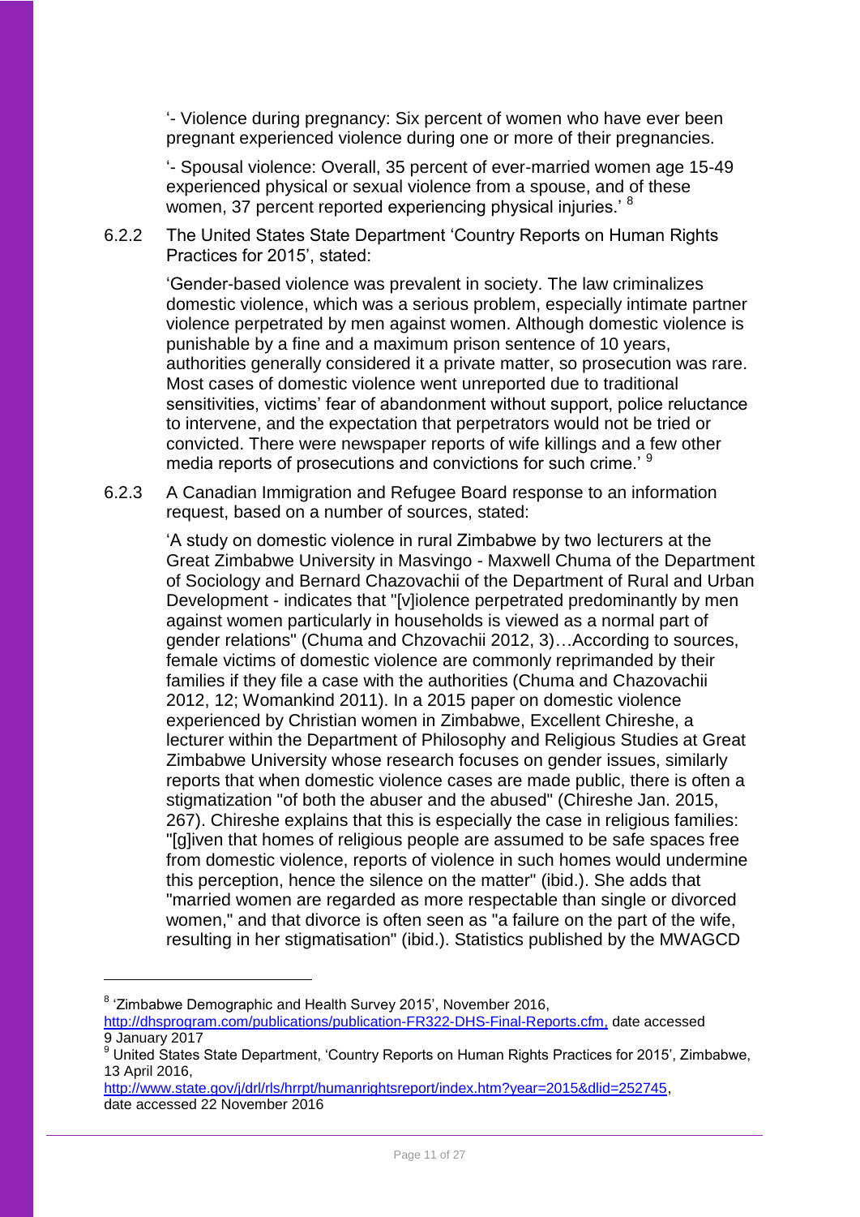'- Violence during pregnancy: Six percent of women who have ever been pregnant experienced violence during one or more of their pregnancies.

'- Spousal violence: Overall, 35 percent of ever-married women age 15-49 experienced physical or sexual violence from a spouse, and of these women, 37 percent reported experiencing physical injuries.' [8]

6.2.2 The United States State Department 'Country Reports on Human Rights Practices for 2015', stated:

'Gender-based violence was prevalent in society. The law criminalizes domestic violence, which was a serious problem, especially intimate partner violence perpetrated by men against women. Although domestic violence is punishable by a fine and a maximum prison sentence of 10 years, authorities generally considered it a private matter, so prosecution was rare. Most cases of domestic violence went unreported due to traditional sensitivities, victims' fear of abandonment without support, police reluctance to intervene, and the expectation that perpetrators would not be tried or convicted. There were newspaper reports of wife killings and a few other media reports of prosecutions and convictions for such crime.' [9]

6.2.3 A Canadian Immigration and Refugee Board response to an information request, based on a number of sources, stated:

'A study on domestic violence in rural Zimbabwe by two lecturers at the Great Zimbabwe University in Masvingo - Maxwell Chuma of the Department of Sociology and Bernard Chazovachii of the Department of Rural and Urban Development - indicates that "[v]iolence perpetrated predominantly by men against women particularly in households is viewed as a normal part of gender relations" (Chuma and Chzovachii 2012, 3)…According to sources, female victims of domestic violence are commonly reprimanded by their families if they file a case with the authorities (Chuma and Chazovachii 2012, 12; Womankind 2011). In a 2015 paper on domestic violence experienced by Christian women in Zimbabwe, Excellent Chireshe, a lecturer within the Department of Philosophy and Religious Studies at Great Zimbabwe University whose research focuses on gender issues, similarly reports that when domestic violence cases are made public, there is often a stigmatization "of both the abuser and the abused" (Chireshe Jan. 2015, 267). Chireshe explains that this is especially the case in religious families: "[g]iven that homes of religious people are assumed to be safe spaces free from domestic violence, reports of violence in such homes would undermine this perception, hence the silence on the matter" (ibid.). She adds that "married women are regarded as more respectable than single or divorced women," and that divorce is often seen as "a failure on the part of the wife, resulting in her stigmatisation" (ibid.). Statistics published by the MWAGCD

---

[8] 'Zimbabwe Demographic and Health Survey 2015', November 2016, http://dhsprogram.com/publications/publication-FR322-DHS-Final-Reports.cfm, date accessed 9 January 2017

[9] United States State Department, 'Country Reports on Human Rights Practices for 2015', Zimbabwe, 13 April 2016, http://www.state.gov/j/drl/rls/hrrpt/humanrightsreport/index.htm?year=2015&dlid=252745, date accessed 22 November 2016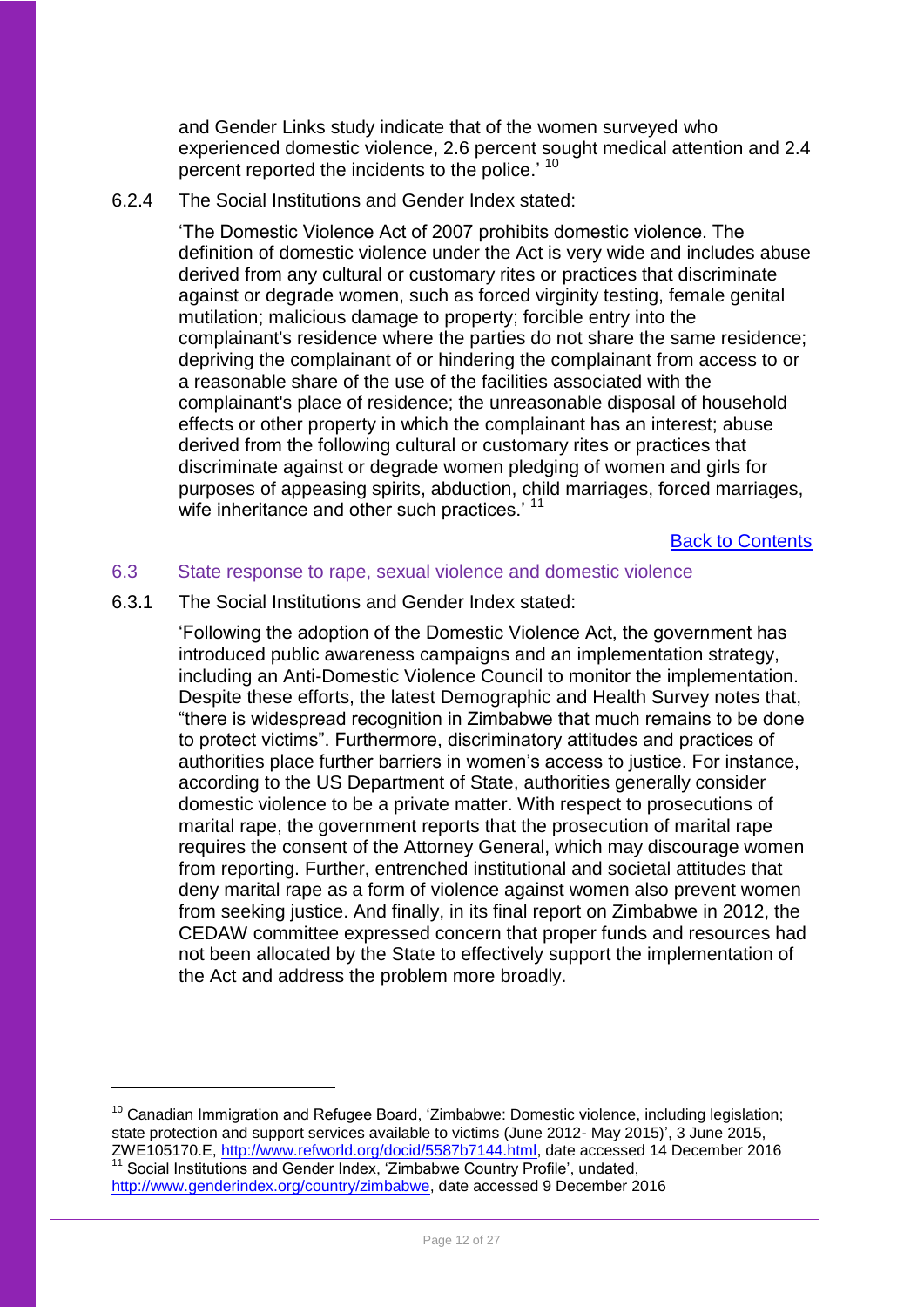and Gender Links study indicate that of the women surveyed who experienced domestic violence, 2.6 percent sought medical attention and 2.4 percent reported the incidents to the police.' [10]

6.2.4 The Social Institutions and Gender Index stated:

> 'The Domestic Violence Act of 2007 prohibits domestic violence. The definition of domestic violence under the Act is very wide and includes abuse derived from any cultural or customary rites or practices that discriminate against or degrade women, such as forced virginity testing, female genital mutilation; malicious damage to property; forcible entry into the complainant's residence where the parties do not share the same residence; depriving the complainant of or hindering the complainant from access to or a reasonable share of the use of the facilities associated with the complainant's place of residence; the unreasonable disposal of household effects or other property in which the complainant has an interest; abuse derived from the following cultural or customary rites or practices that discriminate against or degrade women pledging of women and girls for purposes of appeasing spirits, abduction, child marriages, forced marriages, wife inheritance and other such practices.' [11]

[Back to Contents]

### 6.3 State response to rape, sexual violence and domestic violence

6.3.1 The Social Institutions and Gender Index stated:

> 'Following the adoption of the Domestic Violence Act, the government has introduced public awareness campaigns and an implementation strategy, including an Anti-Domestic Violence Council to monitor the implementation. Despite these efforts, the latest Demographic and Health Survey notes that, "there is widespread recognition in Zimbabwe that much remains to be done to protect victims". Furthermore, discriminatory attitudes and practices of authorities place further barriers in women's access to justice. For instance, according to the US Department of State, authorities generally consider domestic violence to be a private matter. With respect to prosecutions of marital rape, the government reports that the prosecution of marital rape requires the consent of the Attorney General, which may discourage women from reporting. Further, entrenched institutional and societal attitudes that deny marital rape as a form of violence against women also prevent women from seeking justice. And finally, in its final report on Zimbabwe in 2012, the CEDAW committee expressed concern that proper funds and resources had not been allocated by the State to effectively support the implementation of the Act and address the problem more broadly.

---

[10] Canadian Immigration and Refugee Board, 'Zimbabwe: Domestic violence, including legislation; state protection and support services available to victims (June 2012- May 2015)', 3 June 2015, ZWE105170.E, http://www.refworld.org/docid/5587b7144.html, date accessed 14 December 2016

[11] Social Institutions and Gender Index, 'Zimbabwe Country Profile', undated, http://www.genderindex.org/country/zimbabwe, date accessed 9 December 2016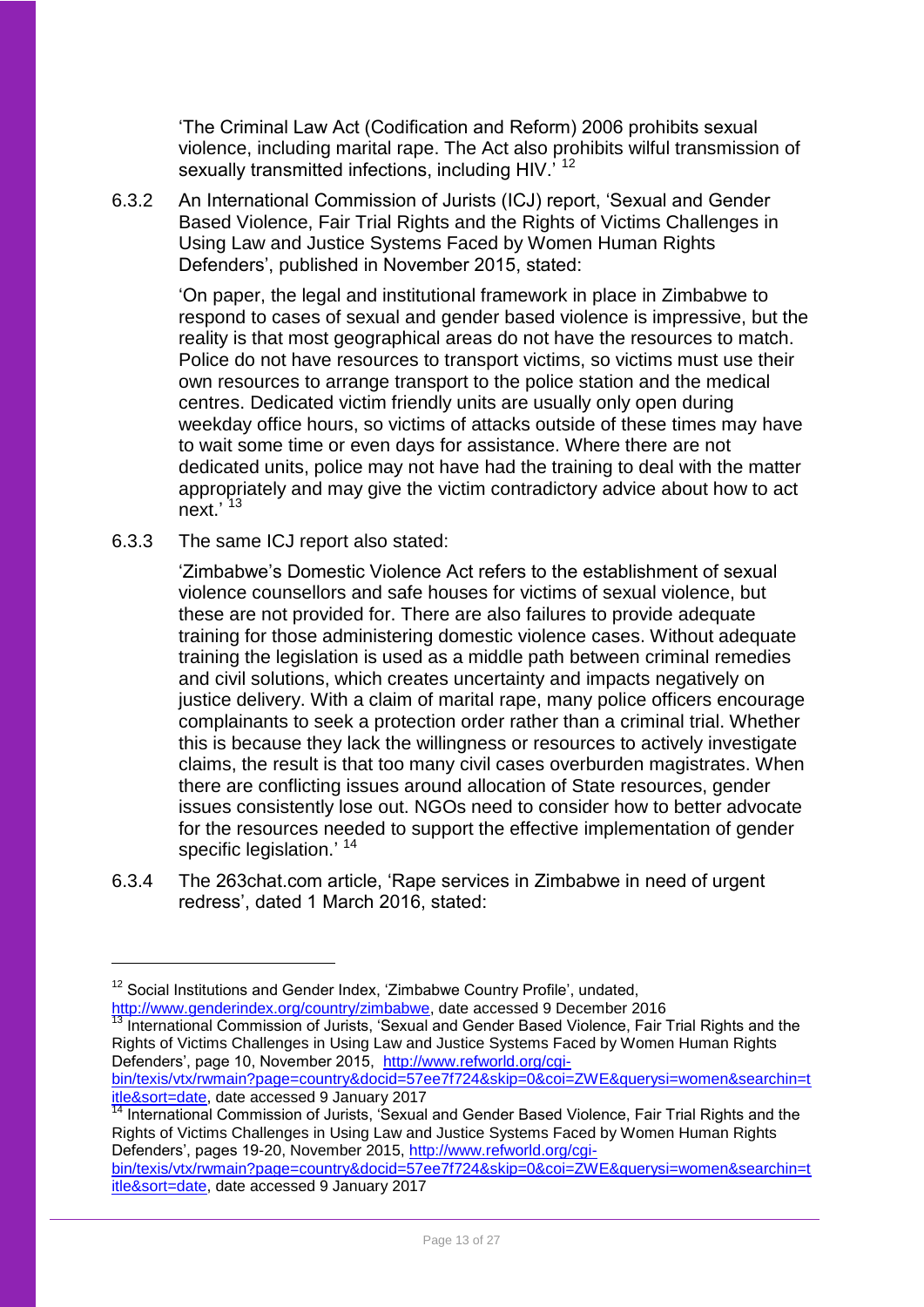'The Criminal Law Act (Codification and Reform) 2006 prohibits sexual violence, including marital rape. The Act also prohibits wilful transmission of sexually transmitted infections, including HIV.' [12]

6.3.2 An International Commission of Jurists (ICJ) report, 'Sexual and Gender Based Violence, Fair Trial Rights and the Rights of Victims Challenges in Using Law and Justice Systems Faced by Women Human Rights Defenders', published in November 2015, stated:

> 'On paper, the legal and institutional framework in place in Zimbabwe to respond to cases of sexual and gender based violence is impressive, but the reality is that most geographical areas do not have the resources to match. Police do not have resources to transport victims, so victims must use their own resources to arrange transport to the police station and the medical centres. Dedicated victim friendly units are usually only open during weekday office hours, so victims of attacks outside of these times may have to wait some time or even days for assistance. Where there are not dedicated units, police may not have had the training to deal with the matter appropriately and may give the victim contradictory advice about how to act next.' [13]

6.3.3 The same ICJ report also stated:

> 'Zimbabwe's Domestic Violence Act refers to the establishment of sexual violence counsellors and safe houses for victims of sexual violence, but these are not provided for. There are also failures to provide adequate training for those administering domestic violence cases. Without adequate training the legislation is used as a middle path between criminal remedies and civil solutions, which creates uncertainty and impacts negatively on justice delivery. With a claim of marital rape, many police officers encourage complainants to seek a protection order rather than a criminal trial. Whether this is because they lack the willingness or resources to actively investigate claims, the result is that too many civil cases overburden magistrates. When there are conflicting issues around allocation of State resources, gender issues consistently lose out. NGOs need to consider how to better advocate for the resources needed to support the effective implementation of gender specific legislation.' [14]

6.3.4 The 263chat.com article, 'Rape services in Zimbabwe in need of urgent redress', dated 1 March 2016, stated:

---

[12] Social Institutions and Gender Index, 'Zimbabwe Country Profile', undated, http://www.genderindex.org/country/zimbabwe, date accessed 9 December 2016

[13] International Commission of Jurists, 'Sexual and Gender Based Violence, Fair Trial Rights and the Rights of Victims Challenges in Using Law and Justice Systems Faced by Women Human Rights Defenders', page 10, November 2015, http://www.refworld.org/cgi-bin/texis/vtx/rwmain?page=country&docid=57ee7f724&skip=0&coi=ZWE&querysi=women&searchin=title&sort=date, date accessed 9 January 2017

[14] International Commission of Jurists, 'Sexual and Gender Based Violence, Fair Trial Rights and the Rights of Victims Challenges in Using Law and Justice Systems Faced by Women Human Rights Defenders', pages 19-20, November 2015, http://www.refworld.org/cgi-bin/texis/vtx/rwmain?page=country&docid=57ee7f724&skip=0&coi=ZWE&querysi=women&searchin=title&sort=date, date accessed 9 January 2017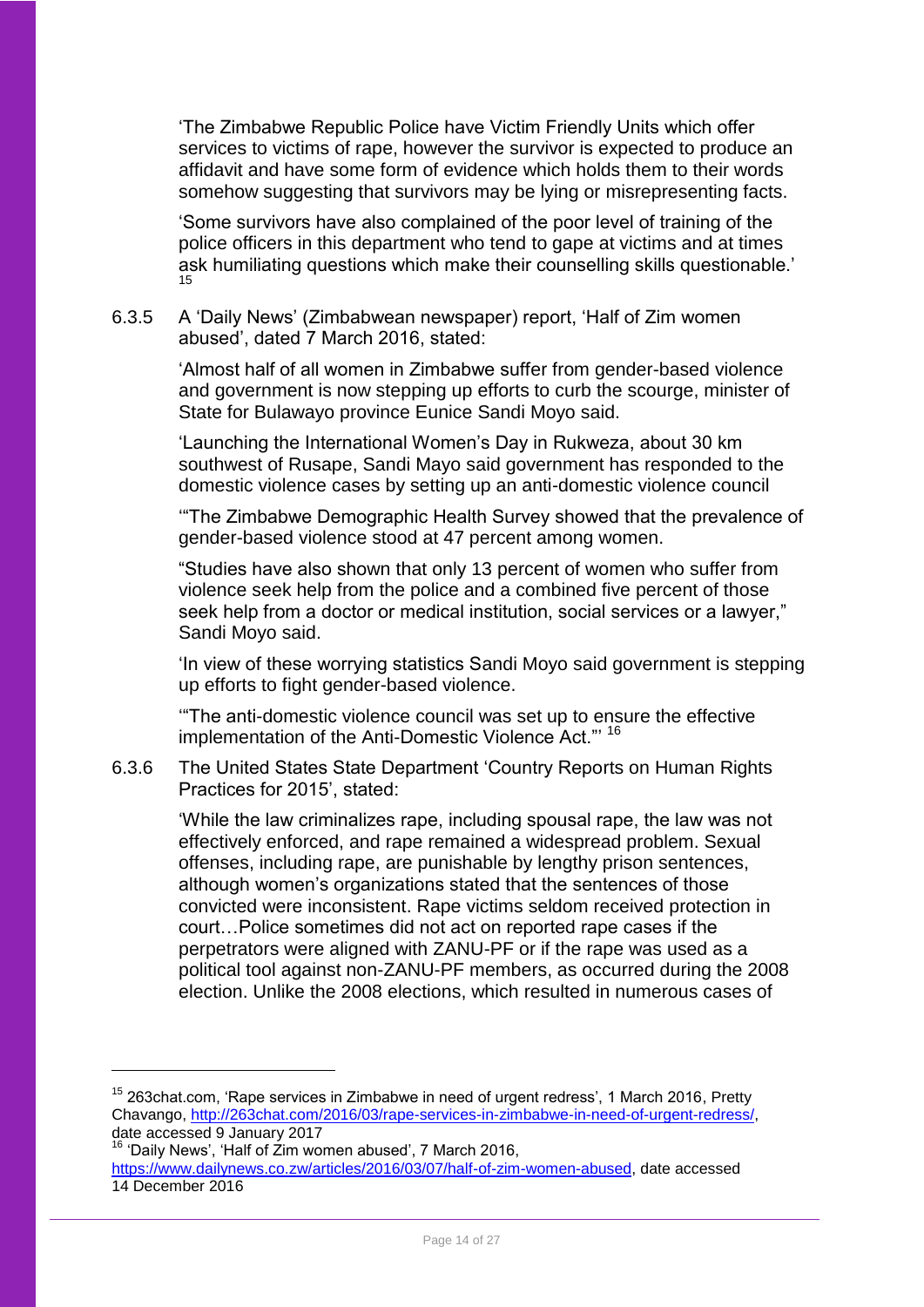'The Zimbabwe Republic Police have Victim Friendly Units which offer services to victims of rape, however the survivor is expected to produce an affidavit and have some form of evidence which holds them to their words somehow suggesting that survivors may be lying or misrepresenting facts.

'Some survivors have also complained of the poor level of training of the police officers in this department who tend to gape at victims and at times ask humiliating questions which make their counselling skills questionable.' [15]

6.3.5 A 'Daily News' (Zimbabwean newspaper) report, 'Half of Zim women abused', dated 7 March 2016, stated:

'Almost half of all women in Zimbabwe suffer from gender-based violence and government is now stepping up efforts to curb the scourge, minister of State for Bulawayo province Eunice Sandi Moyo said.

'Launching the International Women's Day in Rukweza, about 30 km southwest of Rusape, Sandi Mayo said government has responded to the domestic violence cases by setting up an anti-domestic violence council

'"The Zimbabwe Demographic Health Survey showed that the prevalence of gender-based violence stood at 47 percent among women.

"Studies have also shown that only 13 percent of women who suffer from violence seek help from the police and a combined five percent of those seek help from a doctor or medical institution, social services or a lawyer," Sandi Moyo said.

'In view of these worrying statistics Sandi Moyo said government is stepping up efforts to fight gender-based violence.

'"The anti-domestic violence council was set up to ensure the effective implementation of the Anti-Domestic Violence Act."' [16]

6.3.6 The United States State Department 'Country Reports on Human Rights Practices for 2015', stated:

'While the law criminalizes rape, including spousal rape, the law was not effectively enforced, and rape remained a widespread problem. Sexual offenses, including rape, are punishable by lengthy prison sentences, although women's organizations stated that the sentences of those convicted were inconsistent. Rape victims seldom received protection in court…Police sometimes did not act on reported rape cases if the perpetrators were aligned with ZANU-PF or if the rape was used as a political tool against non-ZANU-PF members, as occurred during the 2008 election. Unlike the 2008 elections, which resulted in numerous cases of

---

[15] 263chat.com, 'Rape services in Zimbabwe in need of urgent redress', 1 March 2016, Pretty Chavango, http://263chat.com/2016/03/rape-services-in-zimbabwe-in-need-of-urgent-redress/, date accessed 9 January 2017

[16] 'Daily News', 'Half of Zim women abused', 7 March 2016, https://www.dailynews.co.zw/articles/2016/03/07/half-of-zim-women-abused, date accessed 14 December 2016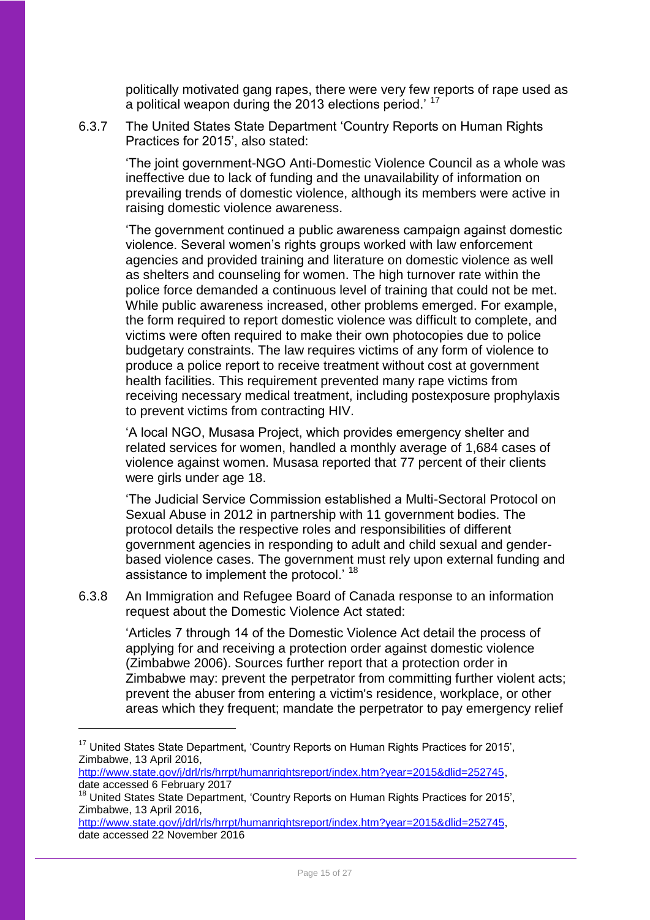politically motivated gang rapes, there were very few reports of rape used as a political weapon during the 2013 elections period.' [17]

6.3.7 The United States State Department 'Country Reports on Human Rights Practices for 2015', also stated:

> 'The joint government-NGO Anti-Domestic Violence Council as a whole was ineffective due to lack of funding and the unavailability of information on prevailing trends of domestic violence, although its members were active in raising domestic violence awareness.
>
> 'The government continued a public awareness campaign against domestic violence. Several women's rights groups worked with law enforcement agencies and provided training and literature on domestic violence as well as shelters and counseling for women. The high turnover rate within the police force demanded a continuous level of training that could not be met. While public awareness increased, other problems emerged. For example, the form required to report domestic violence was difficult to complete, and victims were often required to make their own photocopies due to police budgetary constraints. The law requires victims of any form of violence to produce a police report to receive treatment without cost at government health facilities. This requirement prevented many rape victims from receiving necessary medical treatment, including postexposure prophylaxis to prevent victims from contracting HIV.
>
> 'A local NGO, Musasa Project, which provides emergency shelter and related services for women, handled a monthly average of 1,684 cases of violence against women. Musasa reported that 77 percent of their clients were girls under age 18.
>
> 'The Judicial Service Commission established a Multi-Sectoral Protocol on Sexual Abuse in 2012 in partnership with 11 government bodies. The protocol details the respective roles and responsibilities of different government agencies in responding to adult and child sexual and gender-based violence cases. The government must rely upon external funding and assistance to implement the protocol.' [18]

6.3.8 An Immigration and Refugee Board of Canada response to an information request about the Domestic Violence Act stated:

> 'Articles 7 through 14 of the Domestic Violence Act detail the process of applying for and receiving a protection order against domestic violence (Zimbabwe 2006). Sources further report that a protection order in Zimbabwe may: prevent the perpetrator from committing further violent acts; prevent the abuser from entering a victim's residence, workplace, or other areas which they frequent; mandate the perpetrator to pay emergency relief

---

[17] United States State Department, 'Country Reports on Human Rights Practices for 2015', Zimbabwe, 13 April 2016, http://www.state.gov/j/drl/rls/hrrpt/humanrightsreport/index.htm?year=2015&dlid=252745, date accessed 6 February 2017

[18] United States State Department, 'Country Reports on Human Rights Practices for 2015', Zimbabwe, 13 April 2016, http://www.state.gov/j/drl/rls/hrrpt/humanrightsreport/index.htm?year=2015&dlid=252745, date accessed 22 November 2016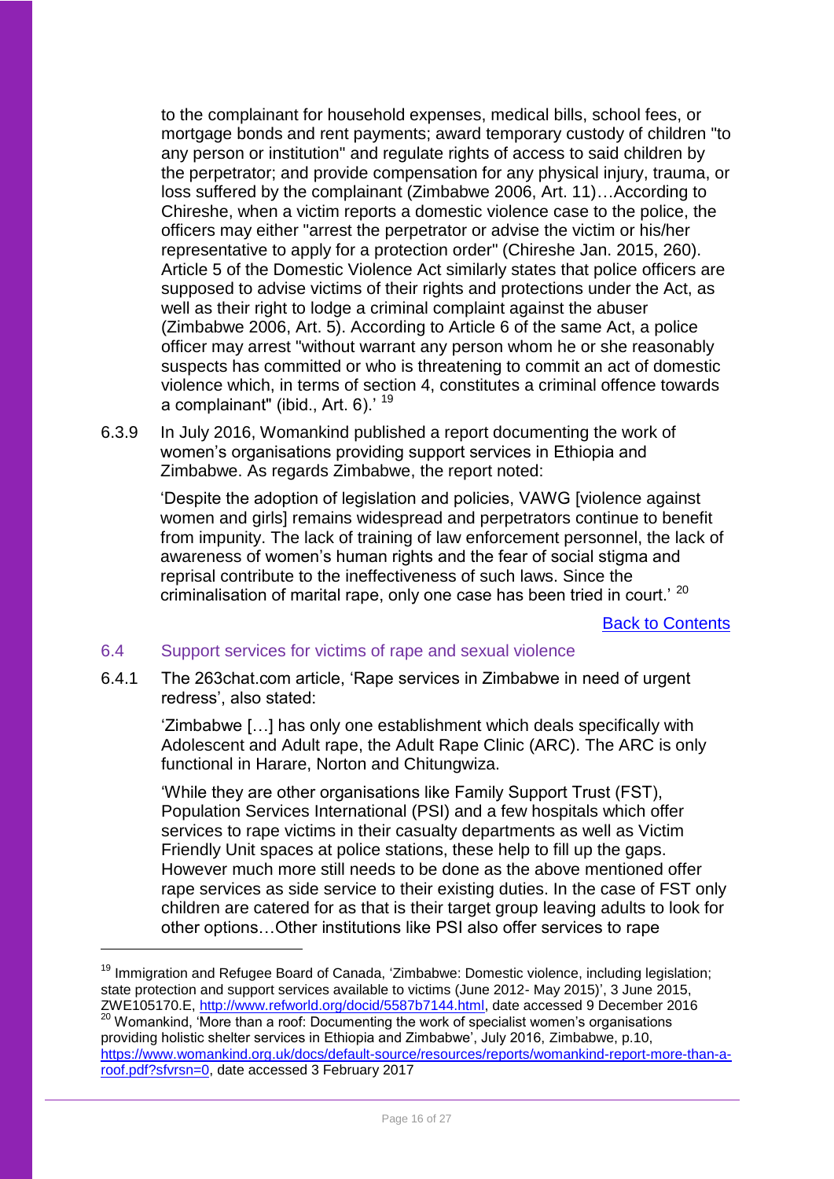to the complainant for household expenses, medical bills, school fees, or mortgage bonds and rent payments; award temporary custody of children "to any person or institution" and regulate rights of access to said children by the perpetrator; and provide compensation for any physical injury, trauma, or loss suffered by the complainant (Zimbabwe 2006, Art. 11)…According to Chireshe, when a victim reports a domestic violence case to the police, the officers may either "arrest the perpetrator or advise the victim or his/her representative to apply for a protection order" (Chireshe Jan. 2015, 260). Article 5 of the Domestic Violence Act similarly states that police officers are supposed to advise victims of their rights and protections under the Act, as well as their right to lodge a criminal complaint against the abuser (Zimbabwe 2006, Art. 5). According to Article 6 of the same Act, a police officer may arrest "without warrant any person whom he or she reasonably suspects has committed or who is threatening to commit an act of domestic violence which, in terms of section 4, constitutes a criminal offence towards a complainant" (ibid., Art. 6).' [19]

6.3.9 In July 2016, Womankind published a report documenting the work of women's organisations providing support services in Ethiopia and Zimbabwe. As regards Zimbabwe, the report noted:

> 'Despite the adoption of legislation and policies, VAWG [violence against women and girls] remains widespread and perpetrators continue to benefit from impunity. The lack of training of law enforcement personnel, the lack of awareness of women's human rights and the fear of social stigma and reprisal contribute to the ineffectiveness of such laws. Since the criminalisation of marital rape, only one case has been tried in court.' [20]

Back to Contents

## 6.4 Support services for victims of rape and sexual violence

6.4.1 The 263chat.com article, 'Rape services in Zimbabwe in need of urgent redress', also stated:

> 'Zimbabwe […] has only one establishment which deals specifically with Adolescent and Adult rape, the Adult Rape Clinic (ARC). The ARC is only functional in Harare, Norton and Chitungwiza.
>
> 'While they are other organisations like Family Support Trust (FST), Population Services International (PSI) and a few hospitals which offer services to rape victims in their casualty departments as well as Victim Friendly Unit spaces at police stations, these help to fill up the gaps. However much more still needs to be done as the above mentioned offer rape services as side service to their existing duties. In the case of FST only children are catered for as that is their target group leaving adults to look for other options…Other institutions like PSI also offer services to rape

---

[19] Immigration and Refugee Board of Canada, 'Zimbabwe: Domestic violence, including legislation; state protection and support services available to victims (June 2012- May 2015)', 3 June 2015, ZWE105170.E, http://www.refworld.org/docid/5587b7144.html, date accessed 9 December 2016

[20] Womankind, 'More than a roof: Documenting the work of specialist women's organisations providing holistic shelter services in Ethiopia and Zimbabwe', July 2016, Zimbabwe, p.10, https://www.womankind.org.uk/docs/default-source/resources/reports/womankind-report-more-than-a-roof.pdf?sfvrsn=0, date accessed 3 February 2017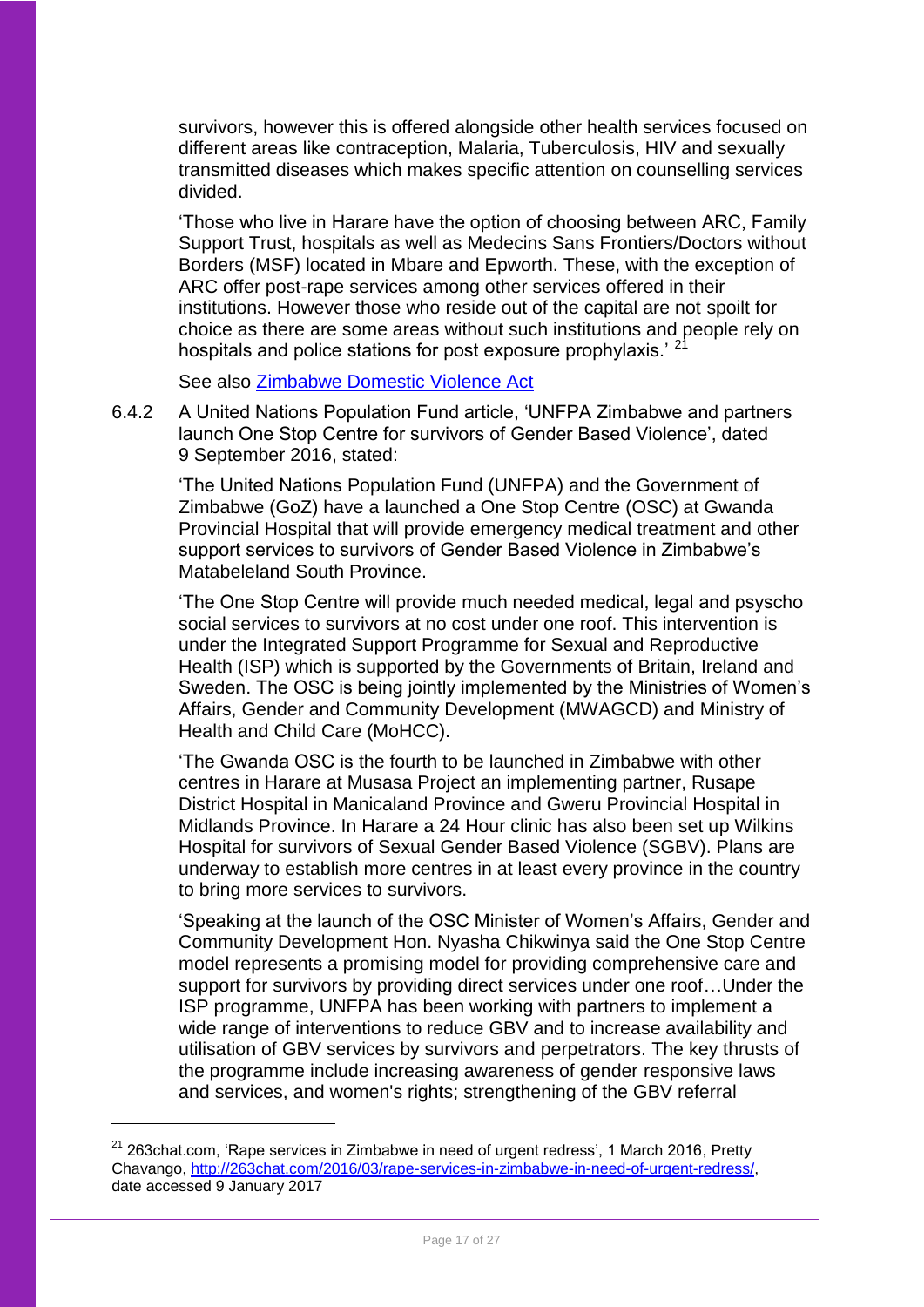survivors, however this is offered alongside other health services focused on different areas like contraception, Malaria, Tuberculosis, HIV and sexually transmitted diseases which makes specific attention on counselling services divided.

'Those who live in Harare have the option of choosing between ARC, Family Support Trust, hospitals as well as Medecins Sans Frontiers/Doctors without Borders (MSF) located in Mbare and Epworth. These, with the exception of ARC offer post-rape services among other services offered in their institutions. However those who reside out of the capital are not spoilt for choice as there are some areas without such institutions and people rely on hospitals and police stations for post exposure prophylaxis.' [21]

See also [Zimbabwe Domestic Violence Act]()

6.4.2 A United Nations Population Fund article, 'UNFPA Zimbabwe and partners launch One Stop Centre for survivors of Gender Based Violence', dated 9 September 2016, stated:

'The United Nations Population Fund (UNFPA) and the Government of Zimbabwe (GoZ) have a launched a One Stop Centre (OSC) at Gwanda Provincial Hospital that will provide emergency medical treatment and other support services to survivors of Gender Based Violence in Zimbabwe's Matabeleland South Province.

'The One Stop Centre will provide much needed medical, legal and psyscho social services to survivors at no cost under one roof. This intervention is under the Integrated Support Programme for Sexual and Reproductive Health (ISP) which is supported by the Governments of Britain, Ireland and Sweden. The OSC is being jointly implemented by the Ministries of Women's Affairs, Gender and Community Development (MWAGCD) and Ministry of Health and Child Care (MoHCC).

'The Gwanda OSC is the fourth to be launched in Zimbabwe with other centres in Harare at Musasa Project an implementing partner, Rusape District Hospital in Manicaland Province and Gweru Provincial Hospital in Midlands Province. In Harare a 24 Hour clinic has also been set up Wilkins Hospital for survivors of Sexual Gender Based Violence (SGBV). Plans are underway to establish more centres in at least every province in the country to bring more services to survivors.

'Speaking at the launch of the OSC Minister of Women's Affairs, Gender and Community Development Hon. Nyasha Chikwinya said the One Stop Centre model represents a promising model for providing comprehensive care and support for survivors by providing direct services under one roof…Under the ISP programme, UNFPA has been working with partners to implement a wide range of interventions to reduce GBV and to increase availability and utilisation of GBV services by survivors and perpetrators. The key thrusts of the programme include increasing awareness of gender responsive laws and services, and women's rights; strengthening of the GBV referral

---

[21] 263chat.com, 'Rape services in Zimbabwe in need of urgent redress', 1 March 2016, Pretty Chavango, http://263chat.com/2016/03/rape-services-in-zimbabwe-in-need-of-urgent-redress/, date accessed 9 January 2017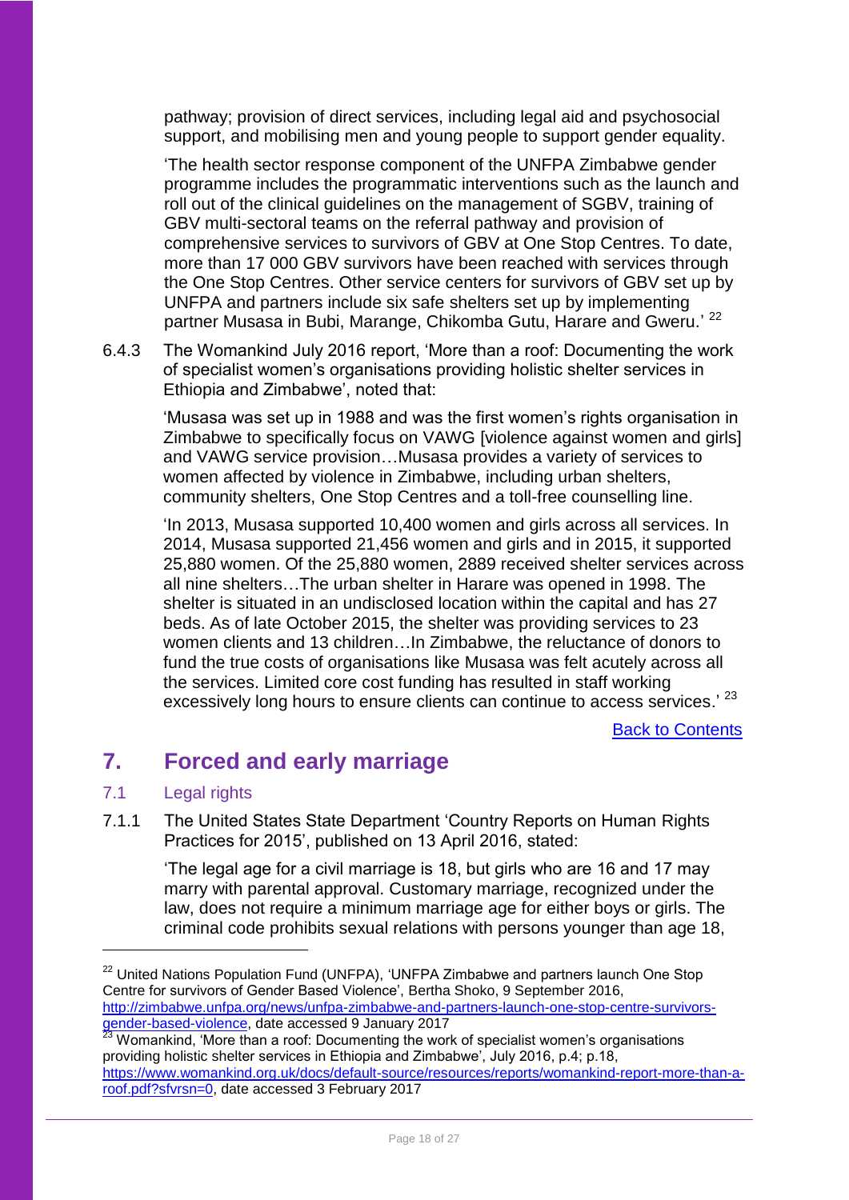pathway; provision of direct services, including legal aid and psychosocial support, and mobilising men and young people to support gender equality.

'The health sector response component of the UNFPA Zimbabwe gender programme includes the programmatic interventions such as the launch and roll out of the clinical guidelines on the management of SGBV, training of GBV multi-sectoral teams on the referral pathway and provision of comprehensive services to survivors of GBV at One Stop Centres. To date, more than 17 000 GBV survivors have been reached with services through the One Stop Centres. Other service centers for survivors of GBV set up by UNFPA and partners include six safe shelters set up by implementing partner Musasa in Bubi, Marange, Chikomba Gutu, Harare and Gweru.' [22]

6.4.3 The Womankind July 2016 report, 'More than a roof: Documenting the work of specialist women's organisations providing holistic shelter services in Ethiopia and Zimbabwe', noted that:

'Musasa was set up in 1988 and was the first women's rights organisation in Zimbabwe to specifically focus on VAWG [violence against women and girls] and VAWG service provision…Musasa provides a variety of services to women affected by violence in Zimbabwe, including urban shelters, community shelters, One Stop Centres and a toll-free counselling line.

'In 2013, Musasa supported 10,400 women and girls across all services. In 2014, Musasa supported 21,456 women and girls and in 2015, it supported 25,880 women. Of the 25,880 women, 2889 received shelter services across all nine shelters…The urban shelter in Harare was opened in 1998. The shelter is situated in an undisclosed location within the capital and has 27 beds. As of late October 2015, the shelter was providing services to 23 women clients and 13 children…In Zimbabwe, the reluctance of donors to fund the true costs of organisations like Musasa was felt acutely across all the services. Limited core cost funding has resulted in staff working excessively long hours to ensure clients can continue to access services.' [23]

Back to Contents

# 7. Forced and early marriage

## 7.1 Legal rights

7.1.1 The United States State Department 'Country Reports on Human Rights Practices for 2015', published on 13 April 2016, stated:

'The legal age for a civil marriage is 18, but girls who are 16 and 17 may marry with parental approval. Customary marriage, recognized under the law, does not require a minimum marriage age for either boys or girls. The criminal code prohibits sexual relations with persons younger than age 18,

---

[22] United Nations Population Fund (UNFPA), 'UNFPA Zimbabwe and partners launch One Stop Centre for survivors of Gender Based Violence', Bertha Shoko, 9 September 2016, http://zimbabwe.unfpa.org/news/unfpa-zimbabwe-and-partners-launch-one-stop-centre-survivors-gender-based-violence, date accessed 9 January 2017

[23] Womankind, 'More than a roof: Documenting the work of specialist women's organisations providing holistic shelter services in Ethiopia and Zimbabwe', July 2016, p.4; p.18, https://www.womankind.org.uk/docs/default-source/resources/reports/womankind-report-more-than-a-roof.pdf?sfvrsn=0, date accessed 3 February 2017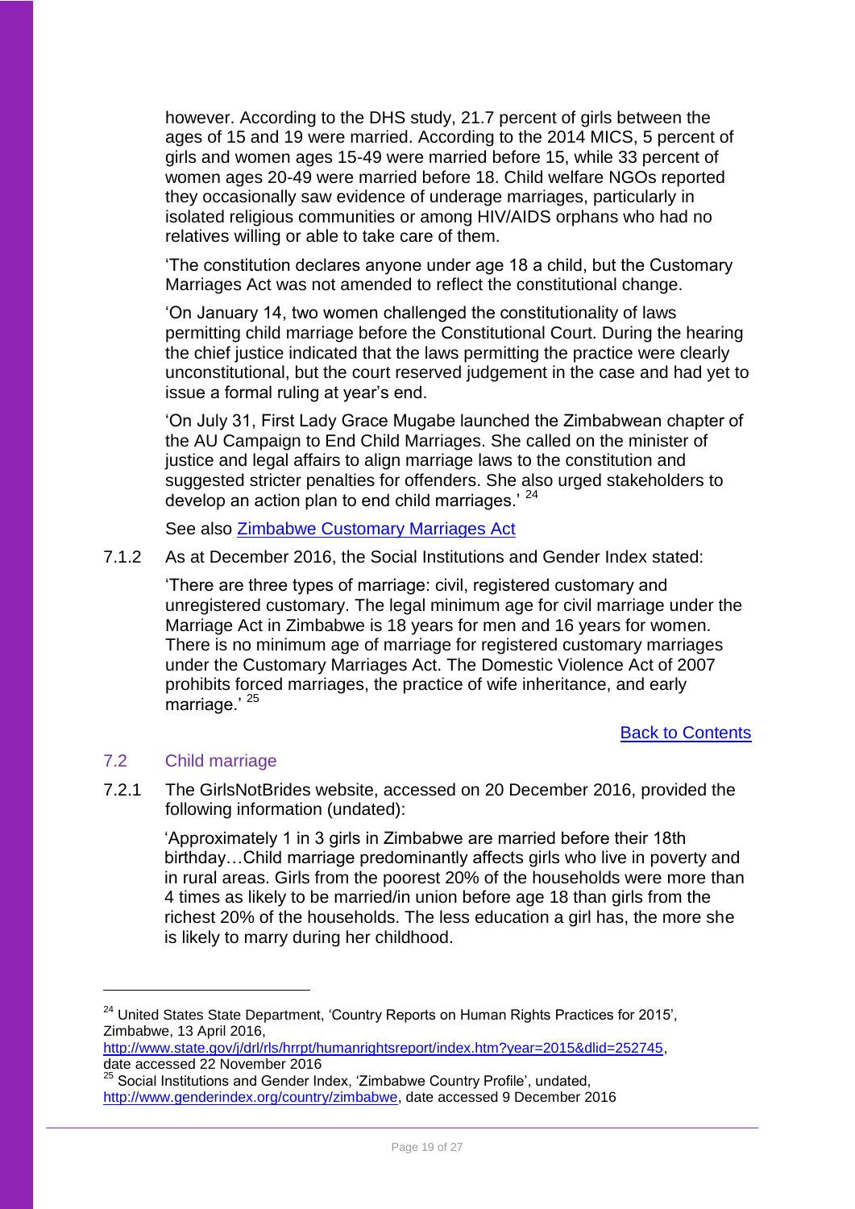however. According to the DHS study, 21.7 percent of girls between the ages of 15 and 19 were married. According to the 2014 MICS, 5 percent of girls and women ages 15-49 were married before 15, while 33 percent of women ages 20-49 were married before 18. Child welfare NGOs reported they occasionally saw evidence of underage marriages, particularly in isolated religious communities or among HIV/AIDS orphans who had no relatives willing or able to take care of them.

'The constitution declares anyone under age 18 a child, but the Customary Marriages Act was not amended to reflect the constitutional change.

'On January 14, two women challenged the constitutionality of laws permitting child marriage before the Constitutional Court. During the hearing the chief justice indicated that the laws permitting the practice were clearly unconstitutional, but the court reserved judgement in the case and had yet to issue a formal ruling at year's end.

'On July 31, First Lady Grace Mugabe launched the Zimbabwean chapter of the AU Campaign to End Child Marriages. She called on the minister of justice and legal affairs to align marriage laws to the constitution and suggested stricter penalties for offenders. She also urged stakeholders to develop an action plan to end child marriages.' [24]

See also [Zimbabwe Customary Marriages Act]

7.1.2 As at December 2016, the Social Institutions and Gender Index stated:

'There are three types of marriage: civil, registered customary and unregistered customary. The legal minimum age for civil marriage under the Marriage Act in Zimbabwe is 18 years for men and 16 years for women. There is no minimum age of marriage for registered customary marriages under the Customary Marriages Act. The Domestic Violence Act of 2007 prohibits forced marriages, the practice of wife inheritance, and early marriage.' [25]

[Back to Contents]

## 7.2 Child marriage

7.2.1 The GirlsNotBrides website, accessed on 20 December 2016, provided the following information (undated):

'Approximately 1 in 3 girls in Zimbabwe are married before their 18th birthday…Child marriage predominantly affects girls who live in poverty and in rural areas. Girls from the poorest 20% of the households were more than 4 times as likely to be married/in union before age 18 than girls from the richest 20% of the households. The less education a girl has, the more she is likely to marry during her childhood.

---

[24] United States State Department, 'Country Reports on Human Rights Practices for 2015', Zimbabwe, 13 April 2016, http://www.state.gov/j/drl/rls/hrrpt/humanrightsreport/index.htm?year=2015&dlid=252745, date accessed 22 November 2016

[25] Social Institutions and Gender Index, 'Zimbabwe Country Profile', undated, http://www.genderindex.org/country/zimbabwe, date accessed 9 December 2016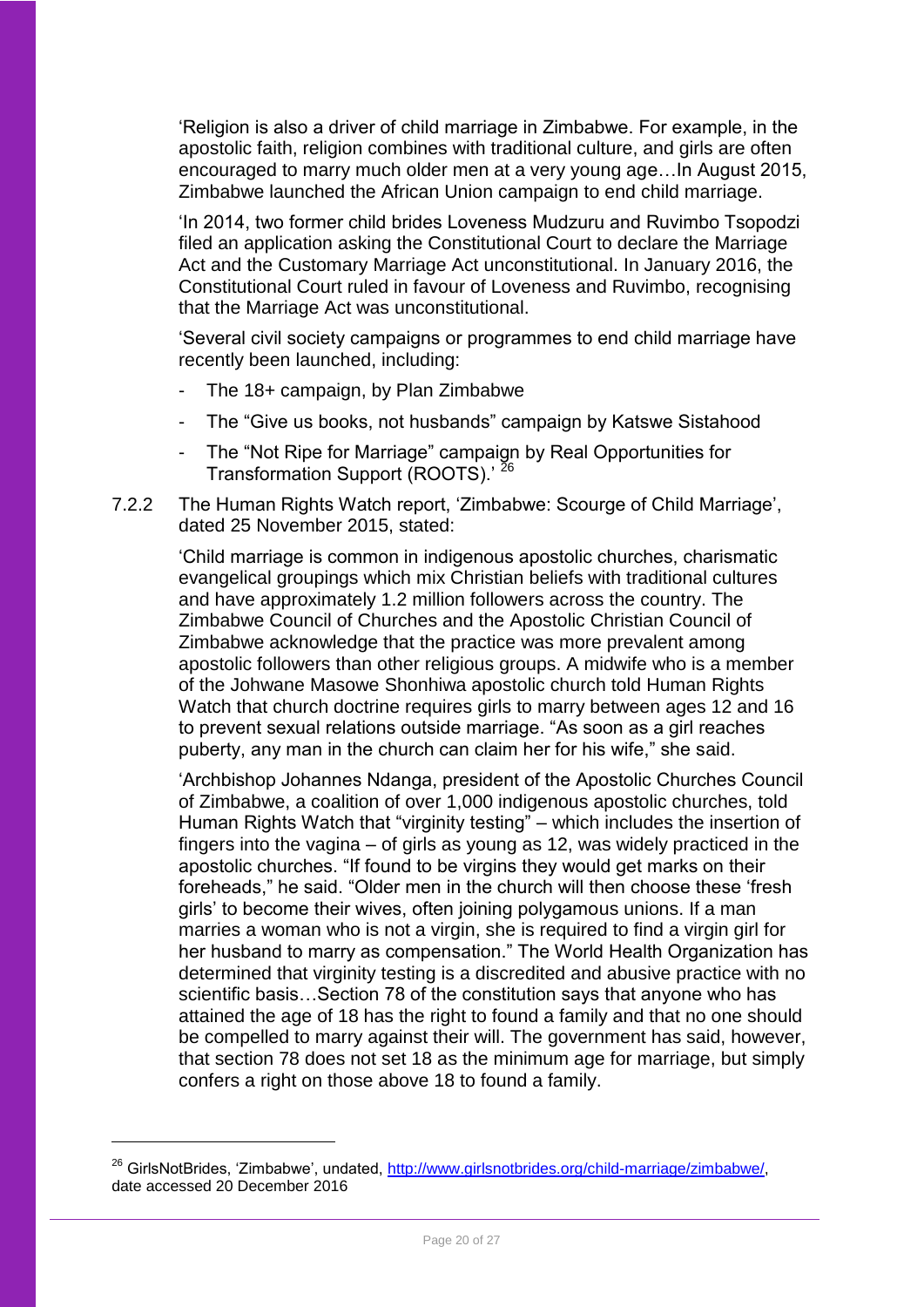'Religion is also a driver of child marriage in Zimbabwe. For example, in the apostolic faith, religion combines with traditional culture, and girls are often encouraged to marry much older men at a very young age…In August 2015, Zimbabwe launched the African Union campaign to end child marriage.

'In 2014, two former child brides Loveness Mudzuru and Ruvimbo Tsopodzi filed an application asking the Constitutional Court to declare the Marriage Act and the Customary Marriage Act unconstitutional. In January 2016, the Constitutional Court ruled in favour of Loveness and Ruvimbo, recognising that the Marriage Act was unconstitutional.

'Several civil society campaigns or programmes to end child marriage have recently been launched, including:

- The 18+ campaign, by Plan Zimbabwe
- The "Give us books, not husbands" campaign by Katswe Sistahood
- The "Not Ripe for Marriage" campaign by Real Opportunities for Transformation Support (ROOTS).' [26]

7.2.2 The Human Rights Watch report, 'Zimbabwe: Scourge of Child Marriage', dated 25 November 2015, stated:

'Child marriage is common in indigenous apostolic churches, charismatic evangelical groupings which mix Christian beliefs with traditional cultures and have approximately 1.2 million followers across the country. The Zimbabwe Council of Churches and the Apostolic Christian Council of Zimbabwe acknowledge that the practice was more prevalent among apostolic followers than other religious groups. A midwife who is a member of the Johwane Masowe Shonhiwa apostolic church told Human Rights Watch that church doctrine requires girls to marry between ages 12 and 16 to prevent sexual relations outside marriage. "As soon as a girl reaches puberty, any man in the church can claim her for his wife," she said.

'Archbishop Johannes Ndanga, president of the Apostolic Churches Council of Zimbabwe, a coalition of over 1,000 indigenous apostolic churches, told Human Rights Watch that "virginity testing" – which includes the insertion of fingers into the vagina – of girls as young as 12, was widely practiced in the apostolic churches. "If found to be virgins they would get marks on their foreheads," he said. "Older men in the church will then choose these 'fresh girls' to become their wives, often joining polygamous unions. If a man marries a woman who is not a virgin, she is required to find a virgin girl for her husband to marry as compensation." The World Health Organization has determined that virginity testing is a discredited and abusive practice with no scientific basis…Section 78 of the constitution says that anyone who has attained the age of 18 has the right to found a family and that no one should be compelled to marry against their will. The government has said, however, that section 78 does not set 18 as the minimum age for marriage, but simply confers a right on those above 18 to found a family.

---

[26] GirlsNotBrides, 'Zimbabwe', undated, http://www.girlsnotbrides.org/child-marriage/zimbabwe/, date accessed 20 December 2016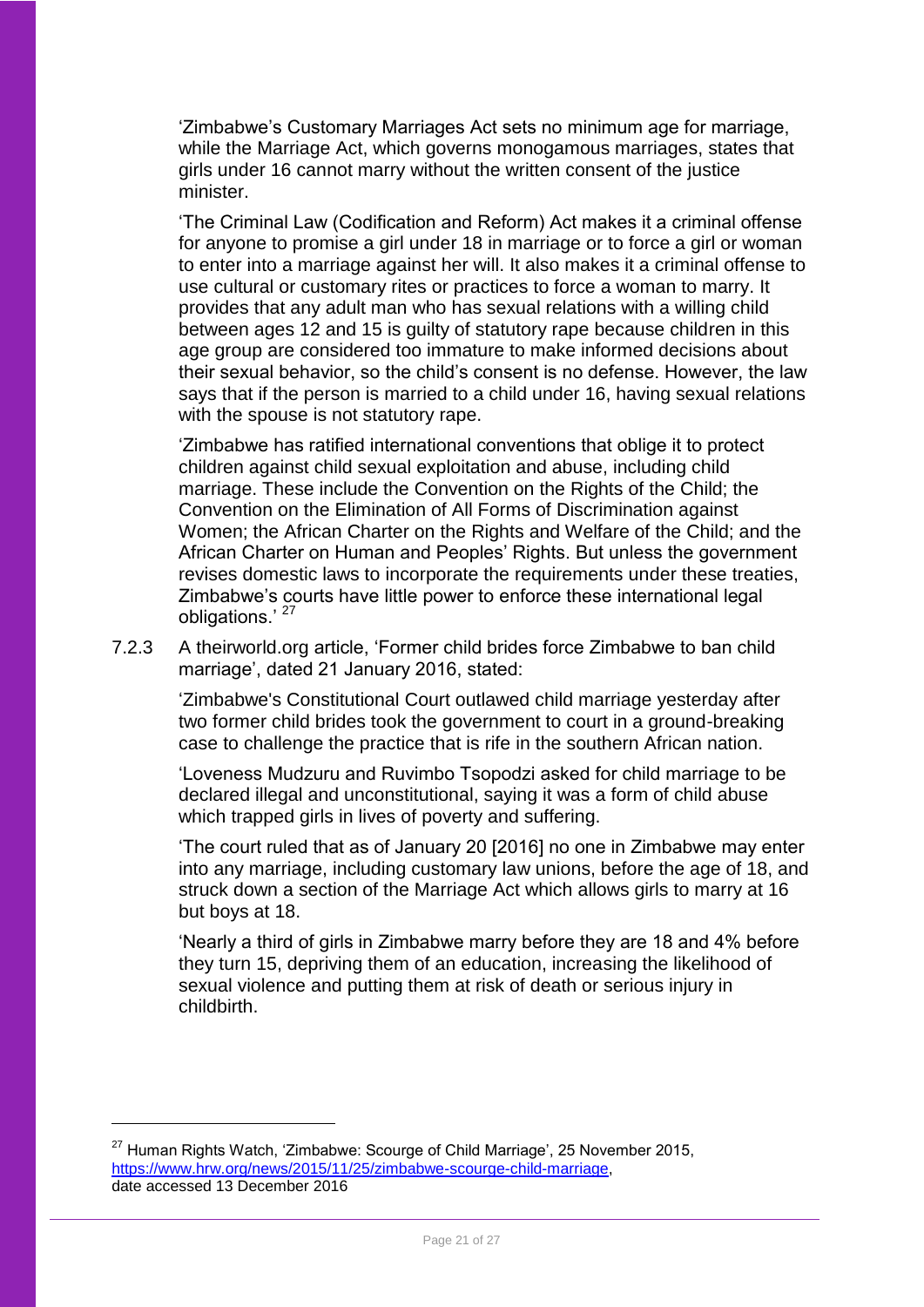'Zimbabwe's Customary Marriages Act sets no minimum age for marriage, while the Marriage Act, which governs monogamous marriages, states that girls under 16 cannot marry without the written consent of the justice minister.

'The Criminal Law (Codification and Reform) Act makes it a criminal offense for anyone to promise a girl under 18 in marriage or to force a girl or woman to enter into a marriage against her will. It also makes it a criminal offense to use cultural or customary rites or practices to force a woman to marry. It provides that any adult man who has sexual relations with a willing child between ages 12 and 15 is guilty of statutory rape because children in this age group are considered too immature to make informed decisions about their sexual behavior, so the child's consent is no defense. However, the law says that if the person is married to a child under 16, having sexual relations with the spouse is not statutory rape.

'Zimbabwe has ratified international conventions that oblige it to protect children against child sexual exploitation and abuse, including child marriage. These include the Convention on the Rights of the Child; the Convention on the Elimination of All Forms of Discrimination against Women; the African Charter on the Rights and Welfare of the Child; and the African Charter on Human and Peoples' Rights. But unless the government revises domestic laws to incorporate the requirements under these treaties, Zimbabwe's courts have little power to enforce these international legal obligations.' [27]

7.2.3 A theirworld.org article, 'Former child brides force Zimbabwe to ban child marriage', dated 21 January 2016, stated:

'Zimbabwe's Constitutional Court outlawed child marriage yesterday after two former child brides took the government to court in a ground-breaking case to challenge the practice that is rife in the southern African nation.

'Loveness Mudzuru and Ruvimbo Tsopodzi asked for child marriage to be declared illegal and unconstitutional, saying it was a form of child abuse which trapped girls in lives of poverty and suffering.

'The court ruled that as of January 20 [2016] no one in Zimbabwe may enter into any marriage, including customary law unions, before the age of 18, and struck down a section of the Marriage Act which allows girls to marry at 16 but boys at 18.

'Nearly a third of girls in Zimbabwe marry before they are 18 and 4% before they turn 15, depriving them of an education, increasing the likelihood of sexual violence and putting them at risk of death or serious injury in childbirth.

---

[27] Human Rights Watch, 'Zimbabwe: Scourge of Child Marriage', 25 November 2015, https://www.hrw.org/news/2015/11/25/zimbabwe-scourge-child-marriage, date accessed 13 December 2016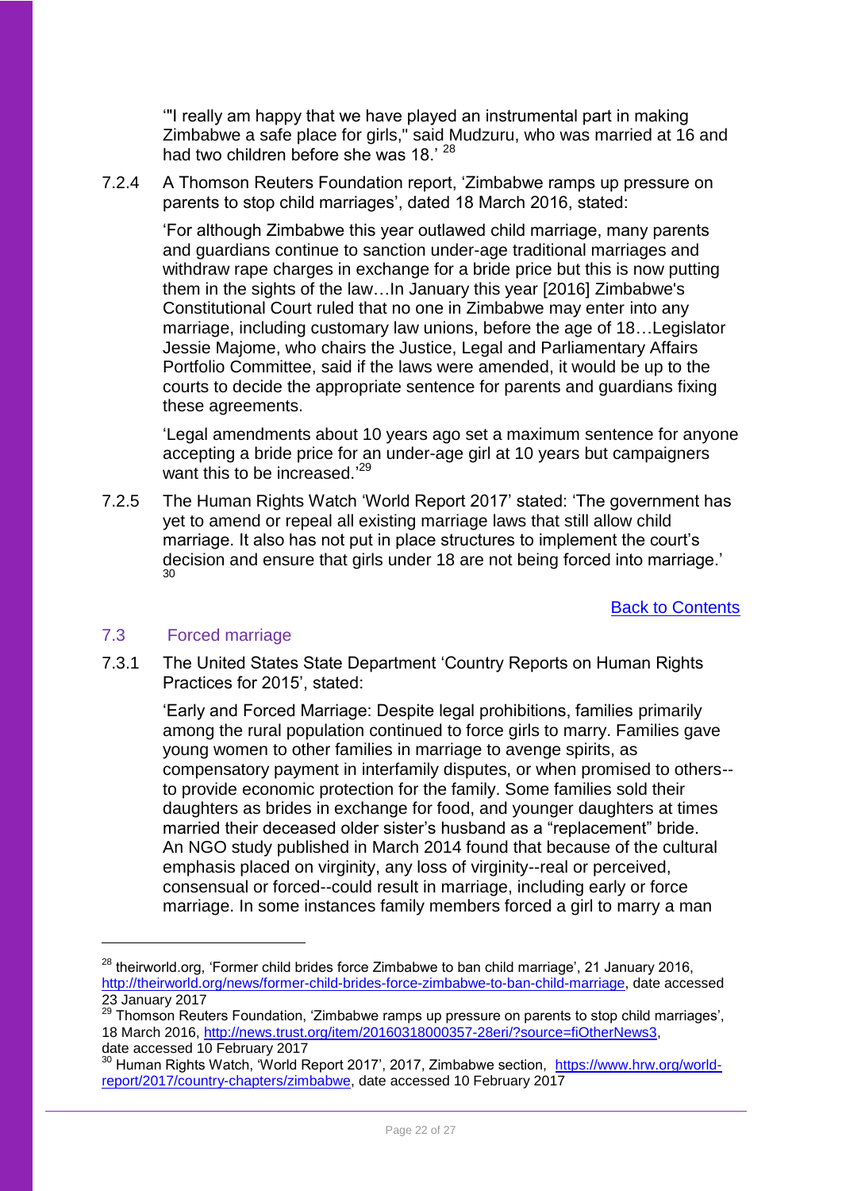'"I really am happy that we have played an instrumental part in making Zimbabwe a safe place for girls," said Mudzuru, who was married at 16 and had two children before she was 18.' [28]

7.2.4 A Thomson Reuters Foundation report, 'Zimbabwe ramps up pressure on parents to stop child marriages', dated 18 March 2016, stated:

> 'For although Zimbabwe this year outlawed child marriage, many parents and guardians continue to sanction under-age traditional marriages and withdraw rape charges in exchange for a bride price but this is now putting them in the sights of the law…In January this year [2016] Zimbabwe's Constitutional Court ruled that no one in Zimbabwe may enter into any marriage, including customary law unions, before the age of 18…Legislator Jessie Majome, who chairs the Justice, Legal and Parliamentary Affairs Portfolio Committee, said if the laws were amended, it would be up to the courts to decide the appropriate sentence for parents and guardians fixing these agreements.
>
> 'Legal amendments about 10 years ago set a maximum sentence for anyone accepting a bride price for an under-age girl at 10 years but campaigners want this to be increased.' [29]

7.2.5 The Human Rights Watch 'World Report 2017' stated: 'The government has yet to amend or repeal all existing marriage laws that still allow child marriage. It also has not put in place structures to implement the court's decision and ensure that girls under 18 are not being forced into marriage.' [30]

[Back to Contents]

## 7.3 Forced marriage

7.3.1 The United States State Department 'Country Reports on Human Rights Practices for 2015', stated:

> 'Early and Forced Marriage: Despite legal prohibitions, families primarily among the rural population continued to force girls to marry. Families gave young women to other families in marriage to avenge spirits, as compensatory payment in interfamily disputes, or when promised to others--to provide economic protection for the family. Some families sold their daughters as brides in exchange for food, and younger daughters at times married their deceased older sister's husband as a "replacement" bride. An NGO study published in March 2014 found that because of the cultural emphasis placed on virginity, any loss of virginity--real or perceived, consensual or forced--could result in marriage, including early or force marriage. In some instances family members forced a girl to marry a man

---

[28] theirworld.org, 'Former child brides force Zimbabwe to ban child marriage', 21 January 2016, http://theirworld.org/news/former-child-brides-force-zimbabwe-to-ban-child-marriage, date accessed 23 January 2017

[29] Thomson Reuters Foundation, 'Zimbabwe ramps up pressure on parents to stop child marriages', 18 March 2016, http://news.trust.org/item/20160318000357-28eri/?source=fiOtherNews3, date accessed 10 February 2017

[30] Human Rights Watch, 'World Report 2017', 2017, Zimbabwe section, https://www.hrw.org/world-report/2017/country-chapters/zimbabwe, date accessed 10 February 2017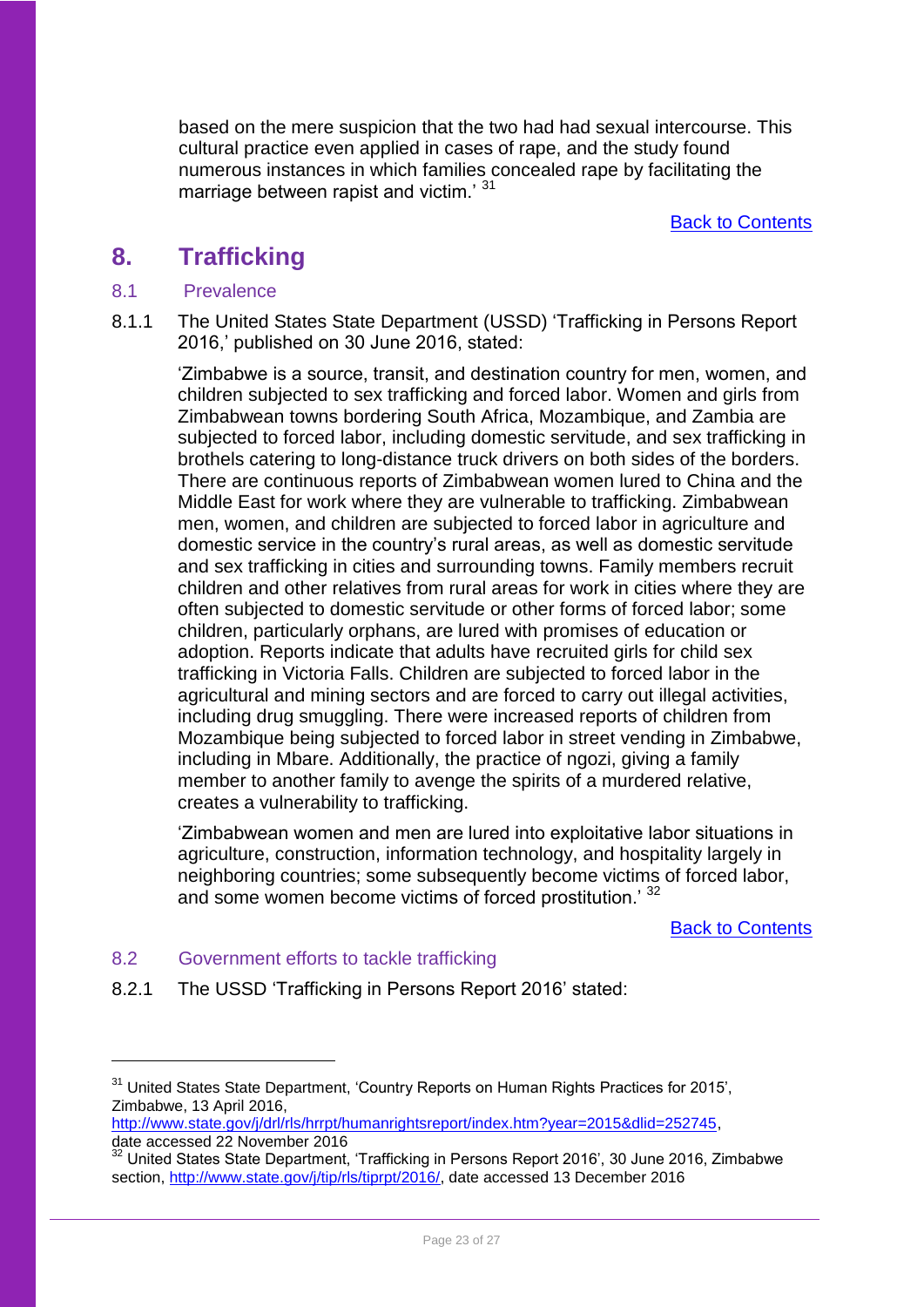based on the mere suspicion that the two had had sexual intercourse. This cultural practice even applied in cases of rape, and the study found numerous instances in which families concealed rape by facilitating the marriage between rapist and victim.' [31]

[Back to Contents](#)

# 8. Trafficking

## 8.1 Prevalence

8.1.1 The United States State Department (USSD) 'Trafficking in Persons Report 2016,' published on 30 June 2016, stated:

> 'Zimbabwe is a source, transit, and destination country for men, women, and children subjected to sex trafficking and forced labor. Women and girls from Zimbabwean towns bordering South Africa, Mozambique, and Zambia are subjected to forced labor, including domestic servitude, and sex trafficking in brothels catering to long-distance truck drivers on both sides of the borders. There are continuous reports of Zimbabwean women lured to China and the Middle East for work where they are vulnerable to trafficking. Zimbabwean men, women, and children are subjected to forced labor in agriculture and domestic service in the country's rural areas, as well as domestic servitude and sex trafficking in cities and surrounding towns. Family members recruit children and other relatives from rural areas for work in cities where they are often subjected to domestic servitude or other forms of forced labor; some children, particularly orphans, are lured with promises of education or adoption. Reports indicate that adults have recruited girls for child sex trafficking in Victoria Falls. Children are subjected to forced labor in the agricultural and mining sectors and are forced to carry out illegal activities, including drug smuggling. There were increased reports of children from Mozambique being subjected to forced labor in street vending in Zimbabwe, including in Mbare. Additionally, the practice of ngozi, giving a family member to another family to avenge the spirits of a murdered relative, creates a vulnerability to trafficking.
>
> 'Zimbabwean women and men are lured into exploitative labor situations in agriculture, construction, information technology, and hospitality largely in neighboring countries; some subsequently become victims of forced labor, and some women become victims of forced prostitution.' [32]

[Back to Contents](#)

## 8.2 Government efforts to tackle trafficking

8.2.1 The USSD 'Trafficking in Persons Report 2016' stated:

---

[31] United States State Department, 'Country Reports on Human Rights Practices for 2015', Zimbabwe, 13 April 2016, http://www.state.gov/j/drl/rls/hrrpt/humanrightsreport/index.htm?year=2015&dlid=252745, date accessed 22 November 2016

[32] United States State Department, 'Trafficking in Persons Report 2016', 30 June 2016, Zimbabwe section, http://www.state.gov/j/tip/rls/tiprpt/2016/, date accessed 13 December 2016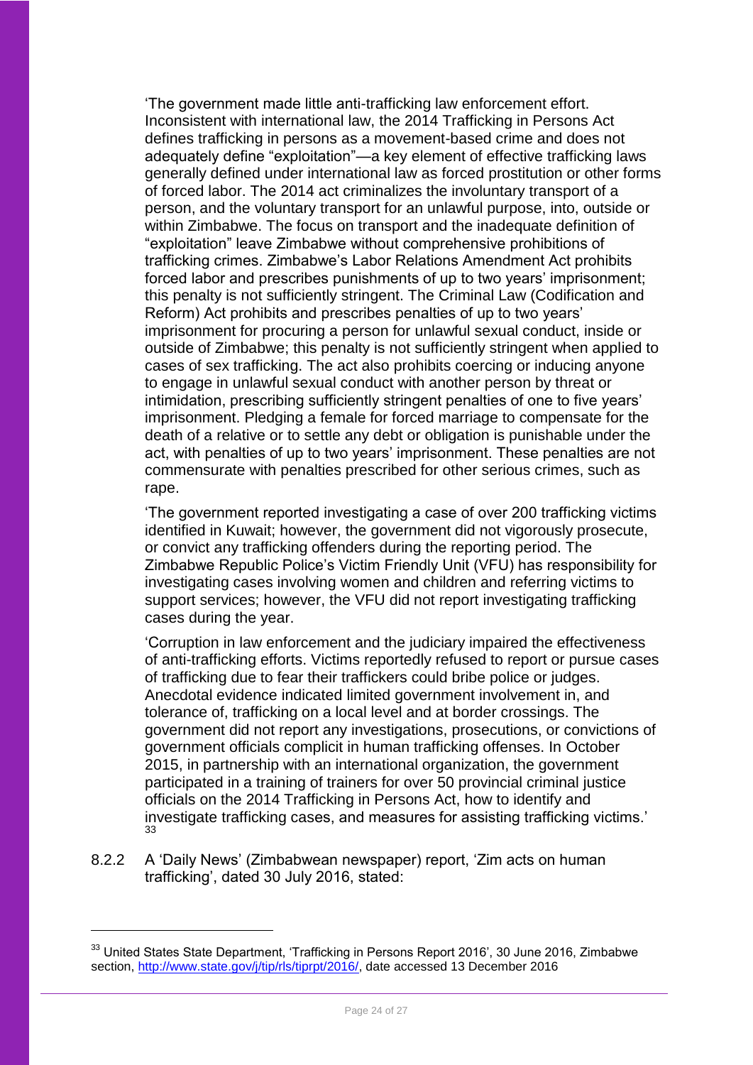'The government made little anti-trafficking law enforcement effort. Inconsistent with international law, the 2014 Trafficking in Persons Act defines trafficking in persons as a movement-based crime and does not adequately define "exploitation"—a key element of effective trafficking laws generally defined under international law as forced prostitution or other forms of forced labor. The 2014 act criminalizes the involuntary transport of a person, and the voluntary transport for an unlawful purpose, into, outside or within Zimbabwe. The focus on transport and the inadequate definition of "exploitation" leave Zimbabwe without comprehensive prohibitions of trafficking crimes. Zimbabwe's Labor Relations Amendment Act prohibits forced labor and prescribes punishments of up to two years' imprisonment; this penalty is not sufficiently stringent. The Criminal Law (Codification and Reform) Act prohibits and prescribes penalties of up to two years' imprisonment for procuring a person for unlawful sexual conduct, inside or outside of Zimbabwe; this penalty is not sufficiently stringent when applied to cases of sex trafficking. The act also prohibits coercing or inducing anyone to engage in unlawful sexual conduct with another person by threat or intimidation, prescribing sufficiently stringent penalties of one to five years' imprisonment. Pledging a female for forced marriage to compensate for the death of a relative or to settle any debt or obligation is punishable under the act, with penalties of up to two years' imprisonment. These penalties are not commensurate with penalties prescribed for other serious crimes, such as rape.

'The government reported investigating a case of over 200 trafficking victims identified in Kuwait; however, the government did not vigorously prosecute, or convict any trafficking offenders during the reporting period. The Zimbabwe Republic Police's Victim Friendly Unit (VFU) has responsibility for investigating cases involving women and children and referring victims to support services; however, the VFU did not report investigating trafficking cases during the year.

'Corruption in law enforcement and the judiciary impaired the effectiveness of anti-trafficking efforts. Victims reportedly refused to report or pursue cases of trafficking due to fear their traffickers could bribe police or judges. Anecdotal evidence indicated limited government involvement in, and tolerance of, trafficking on a local level and at border crossings. The government did not report any investigations, prosecutions, or convictions of government officials complicit in human trafficking offenses. In October 2015, in partnership with an international organization, the government participated in a training of trainers for over 50 provincial criminal justice officials on the 2014 Trafficking in Persons Act, how to identify and investigate trafficking cases, and measures for assisting trafficking victims.' [33]

8.2.2 A 'Daily News' (Zimbabwean newspaper) report, 'Zim acts on human trafficking', dated 30 July 2016, stated:

---

[33] United States State Department, 'Trafficking in Persons Report 2016', 30 June 2016, Zimbabwe section, http://www.state.gov/j/tip/rls/tiprpt/2016/, date accessed 13 December 2016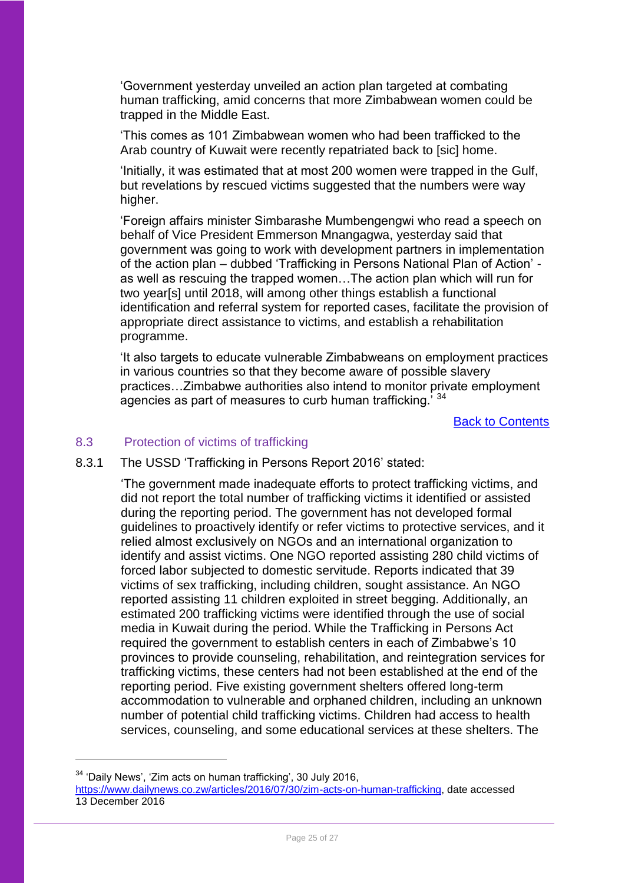'Government yesterday unveiled an action plan targeted at combating human trafficking, amid concerns that more Zimbabwean women could be trapped in the Middle East.

'This comes as 101 Zimbabwean women who had been trafficked to the Arab country of Kuwait were recently repatriated back to [sic] home.

'Initially, it was estimated that at most 200 women were trapped in the Gulf, but revelations by rescued victims suggested that the numbers were way higher.

'Foreign affairs minister Simbarashe Mumbengengwi who read a speech on behalf of Vice President Emmerson Mnangagwa, yesterday said that government was going to work with development partners in implementation of the action plan – dubbed 'Trafficking in Persons National Plan of Action' - as well as rescuing the trapped women…The action plan which will run for two year[s] until 2018, will among other things establish a functional identification and referral system for reported cases, facilitate the provision of appropriate direct assistance to victims, and establish a rehabilitation programme.

'It also targets to educate vulnerable Zimbabweans on employment practices in various countries so that they become aware of possible slavery practices…Zimbabwe authorities also intend to monitor private employment agencies as part of measures to curb human trafficking.' [34]

Back to Contents

## 8.3 Protection of victims of trafficking

8.3.1 The USSD 'Trafficking in Persons Report 2016' stated:

'The government made inadequate efforts to protect trafficking victims, and did not report the total number of trafficking victims it identified or assisted during the reporting period. The government has not developed formal guidelines to proactively identify or refer victims to protective services, and it relied almost exclusively on NGOs and an international organization to identify and assist victims. One NGO reported assisting 280 child victims of forced labor subjected to domestic servitude. Reports indicated that 39 victims of sex trafficking, including children, sought assistance. An NGO reported assisting 11 children exploited in street begging. Additionally, an estimated 200 trafficking victims were identified through the use of social media in Kuwait during the period. While the Trafficking in Persons Act required the government to establish centers in each of Zimbabwe's 10 provinces to provide counseling, rehabilitation, and reintegration services for trafficking victims, these centers had not been established at the end of the reporting period. Five existing government shelters offered long-term accommodation to vulnerable and orphaned children, including an unknown number of potential child trafficking victims. Children had access to health services, counseling, and some educational services at these shelters. The

---

[34] 'Daily News', 'Zim acts on human trafficking', 30 July 2016, https://www.dailynews.co.zw/articles/2016/07/30/zim-acts-on-human-trafficking, date accessed 13 December 2016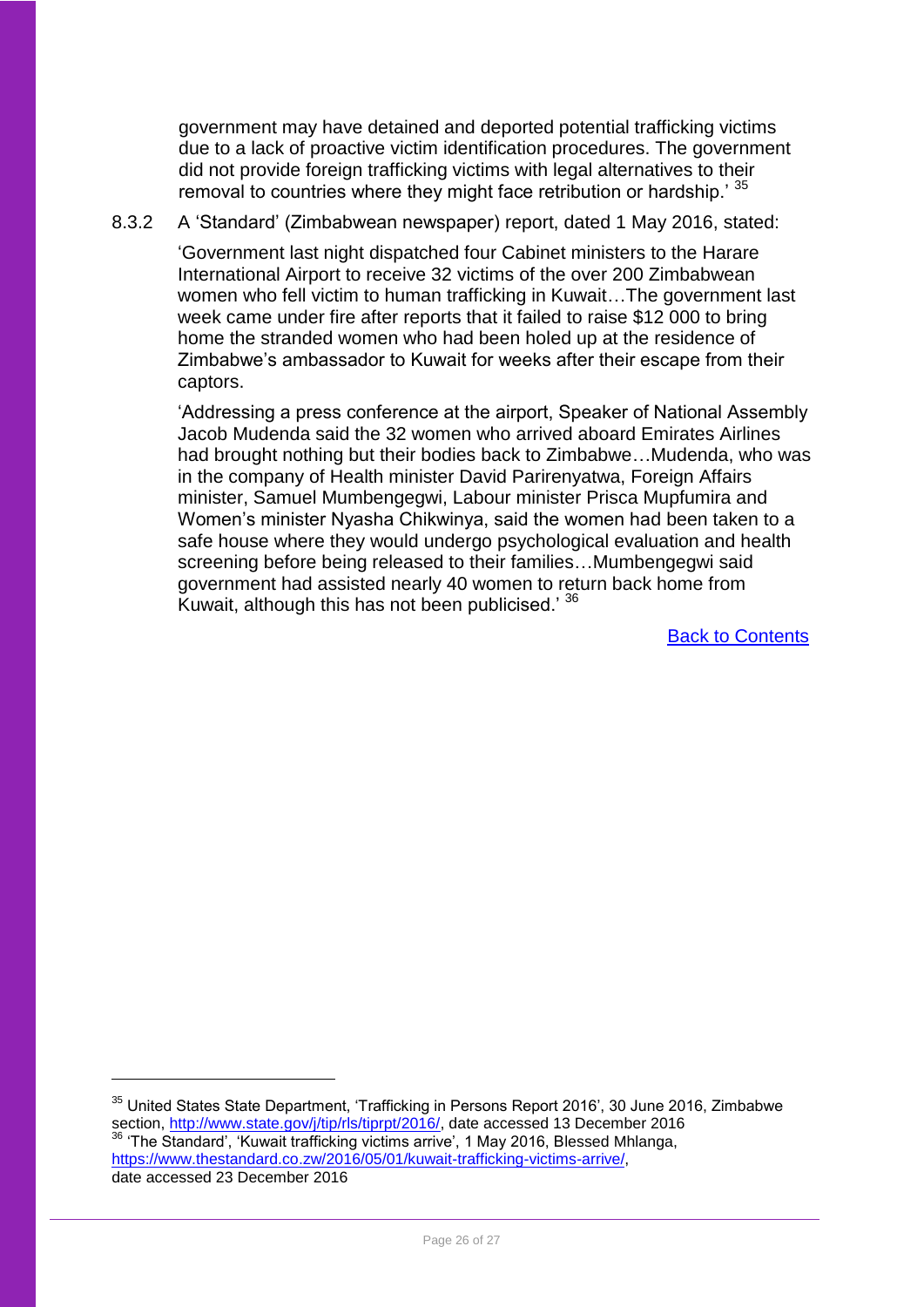government may have detained and deported potential trafficking victims due to a lack of proactive victim identification procedures. The government did not provide foreign trafficking victims with legal alternatives to their removal to countries where they might face retribution or hardship.' [35]

8.3.2 A 'Standard' (Zimbabwean newspaper) report, dated 1 May 2016, stated:

'Government last night dispatched four Cabinet ministers to the Harare International Airport to receive 32 victims of the over 200 Zimbabwean women who fell victim to human trafficking in Kuwait…The government last week came under fire after reports that it failed to raise $12 000 to bring home the stranded women who had been holed up at the residence of Zimbabwe's ambassador to Kuwait for weeks after their escape from their captors.

'Addressing a press conference at the airport, Speaker of National Assembly Jacob Mudenda said the 32 women who arrived aboard Emirates Airlines had brought nothing but their bodies back to Zimbabwe…Mudenda, who was in the company of Health minister David Parirenyatwa, Foreign Affairs minister, Samuel Mumbengegwi, Labour minister Prisca Mupfumira and Women's minister Nyasha Chikwinya, said the women had been taken to a safe house where they would undergo psychological evaluation and health screening before being released to their families…Mumbengegwi said government had assisted nearly 40 women to return back home from Kuwait, although this has not been publicised.' [36]

[Back to Contents]

---

[35] United States State Department, 'Trafficking in Persons Report 2016', 30 June 2016, Zimbabwe section, http://www.state.gov/j/tip/rls/tiprpt/2016/, date accessed 13 December 2016

[36] 'The Standard', 'Kuwait trafficking victims arrive', 1 May 2016, Blessed Mhlanga, https://www.thestandard.co.zw/2016/05/01/kuwait-trafficking-victims-arrive/, date accessed 23 December 2016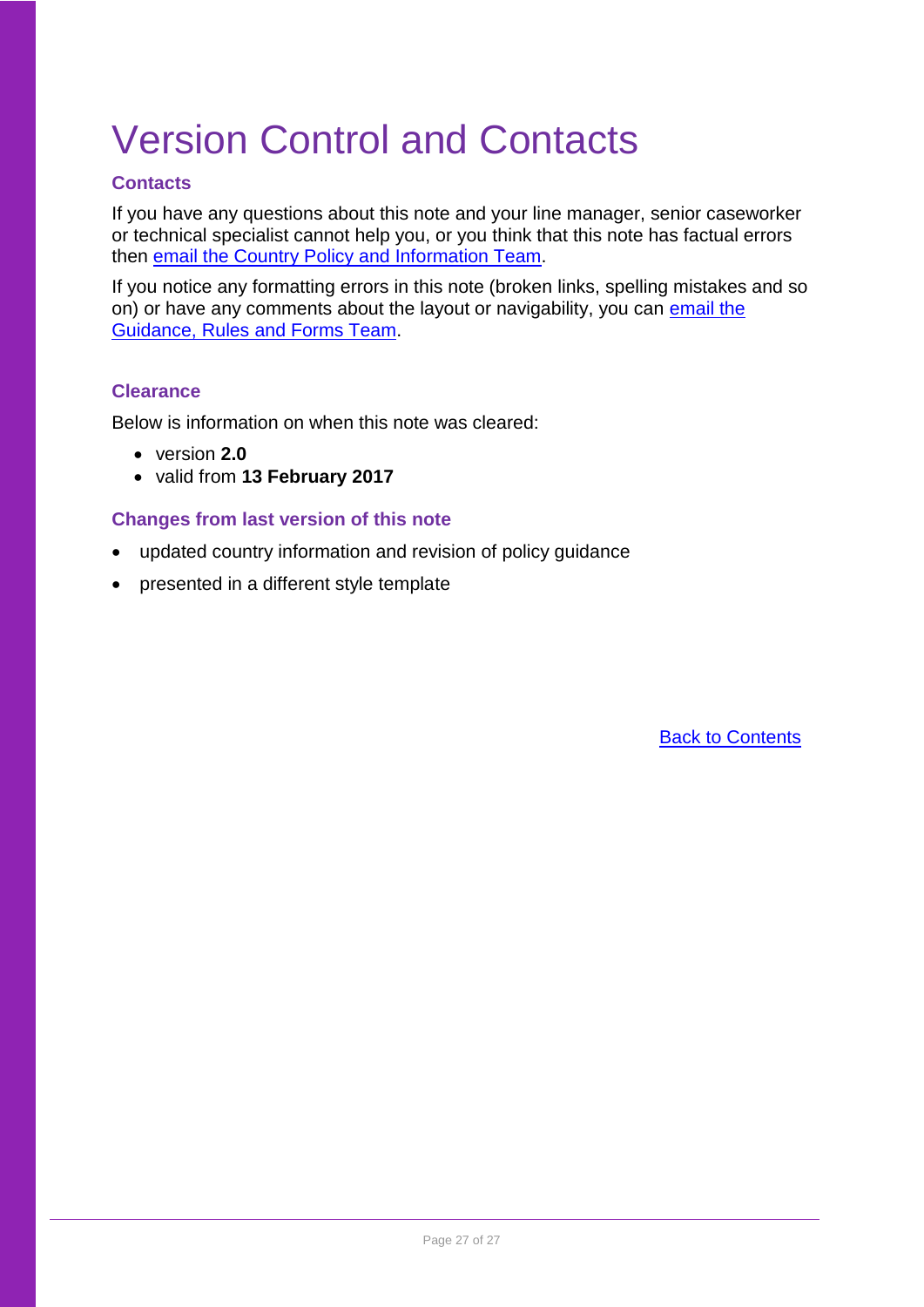# Version Control and Contacts

### Contacts

If you have any questions about this note and your line manager, senior caseworker or technical specialist cannot help you, or you think that this note has factual errors then email the Country Policy and Information Team.

If you notice any formatting errors in this note (broken links, spelling mistakes and so on) or have any comments about the layout or navigability, you can email the Guidance, Rules and Forms Team.

### Clearance

Below is information on when this note was cleared:

- version **2.0**
- valid from **13 February 2017**

### Changes from last version of this note

- updated country information and revision of policy guidance
- presented in a different style template

Back to Contents